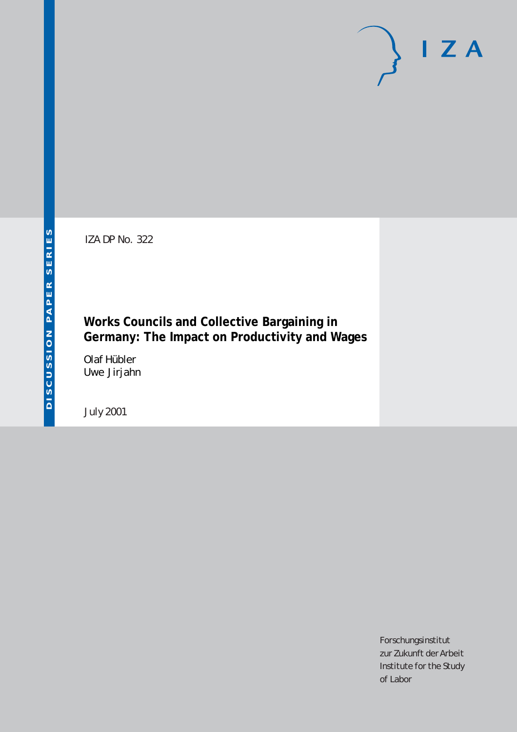DISCUSSION PAPER SERIES

IZA

IZA DP No. 322

# Works Councils and Collective Bargaining in Germany: The Impact on Productivity and Wages

Olaf Hübler
Uwe Jirjahn

July 2001

Forschungsinstitut
zur Zukunft der Arbeit
Institute for the Study
of Labor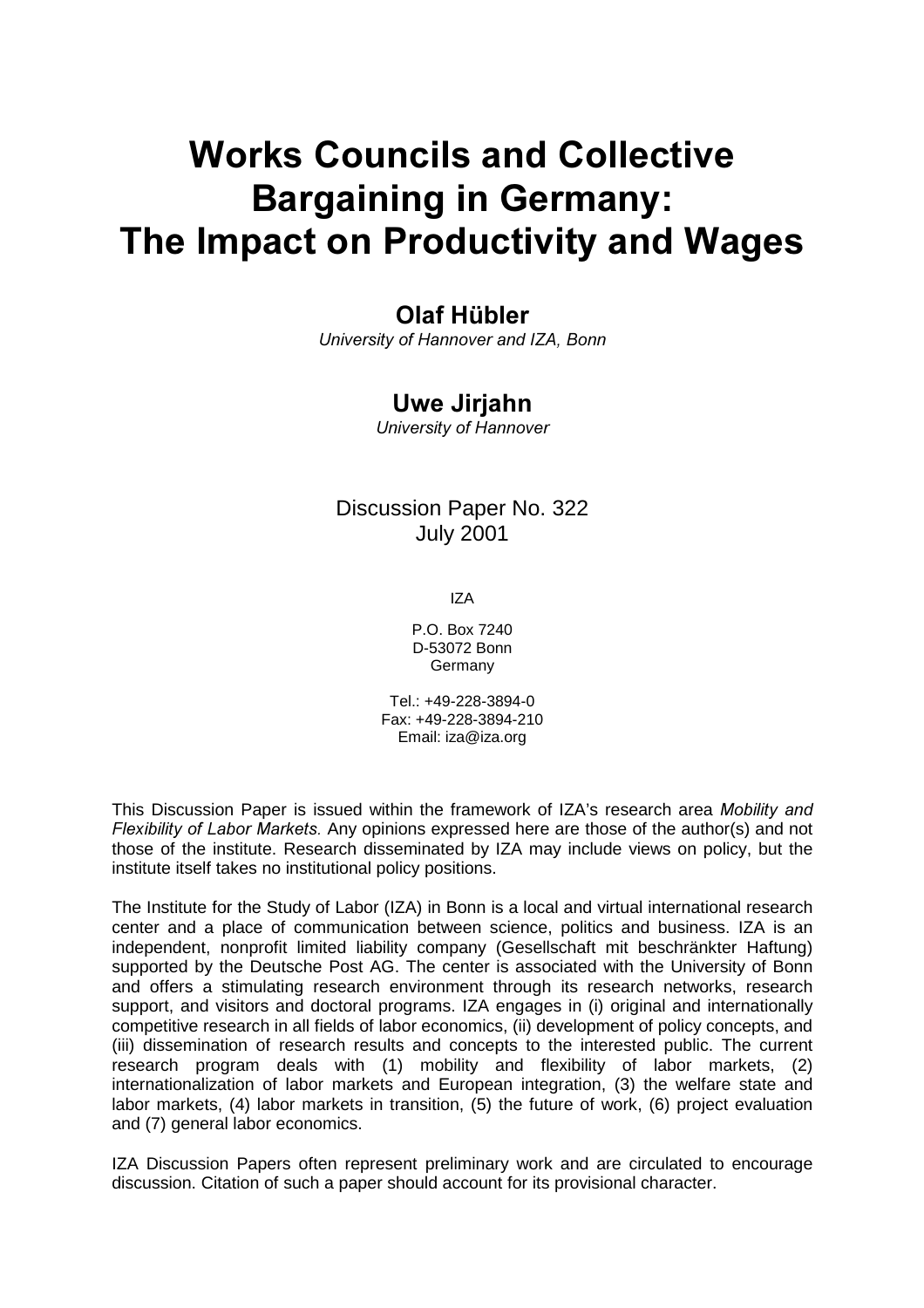# Works Councils and Collective Bargaining in Germany: The Impact on Productivity and Wages

**Olaf Hübler**

*University of Hannover and IZA, Bonn*

**Uwe Jirjahn**

*University of Hannover*

Discussion Paper No. 322
July 2001

IZA

P.O. Box 7240
D-53072 Bonn
Germany

Tel.: +49-228-3894-0
Fax: +49-228-3894-210
Email: iza@iza.org

This Discussion Paper is issued within the framework of IZA's research area *Mobility and Flexibility of Labor Markets.* Any opinions expressed here are those of the author(s) and not those of the institute. Research disseminated by IZA may include views on policy, but the institute itself takes no institutional policy positions.

The Institute for the Study of Labor (IZA) in Bonn is a local and virtual international research center and a place of communication between science, politics and business. IZA is an independent, nonprofit limited liability company (Gesellschaft mit beschränkter Haftung) supported by the Deutsche Post AG. The center is associated with the University of Bonn and offers a stimulating research environment through its research networks, research support, and visitors and doctoral programs. IZA engages in (i) original and internationally competitive research in all fields of labor economics, (ii) development of policy concepts, and (iii) dissemination of research results and concepts to the interested public. The current research program deals with (1) mobility and flexibility of labor markets, (2) internationalization of labor markets and European integration, (3) the welfare state and labor markets, (4) labor markets in transition, (5) the future of work, (6) project evaluation and (7) general labor economics.

IZA Discussion Papers often represent preliminary work and are circulated to encourage discussion. Citation of such a paper should account for its provisional character.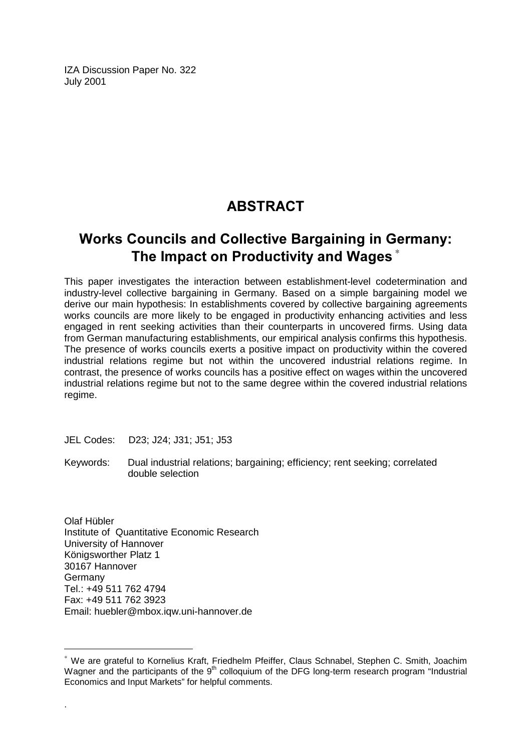IZA Discussion Paper No. 322
July 2001

# ABSTRACT

## Works Councils and Collective Bargaining in Germany: The Impact on Productivity and Wages [*]

This paper investigates the interaction between establishment-level codetermination and industry-level collective bargaining in Germany. Based on a simple bargaining model we derive our main hypothesis: In establishments covered by collective bargaining agreements works councils are more likely to be engaged in productivity enhancing activities and less engaged in rent seeking activities than their counterparts in uncovered firms. Using data from German manufacturing establishments, our empirical analysis confirms this hypothesis. The presence of works councils exerts a positive impact on productivity within the covered industrial relations regime but not within the uncovered industrial relations regime. In contrast, the presence of works councils has a positive effect on wages within the uncovered industrial relations regime but not to the same degree within the covered industrial relations regime.

JEL Codes: D23; J24; J31; J51; J53

Keywords: Dual industrial relations; bargaining; efficiency; rent seeking; correlated double selection

Olaf Hübler
Institute of Quantitative Economic Research
University of Hannover
Königsworther Platz 1
30167 Hannover
Germany
Tel.: +49 511 762 4794
Fax: +49 511 762 3923
Email: huebler@mbox.iqw.uni-hannover.de

[*] We are grateful to Kornelius Kraft, Friedhelm Pfeiffer, Claus Schnabel, Stephen C. Smith, Joachim Wagner and the participants of the 9th colloquium of the DFG long-term research program "Industrial Economics and Input Markets" for helpful comments.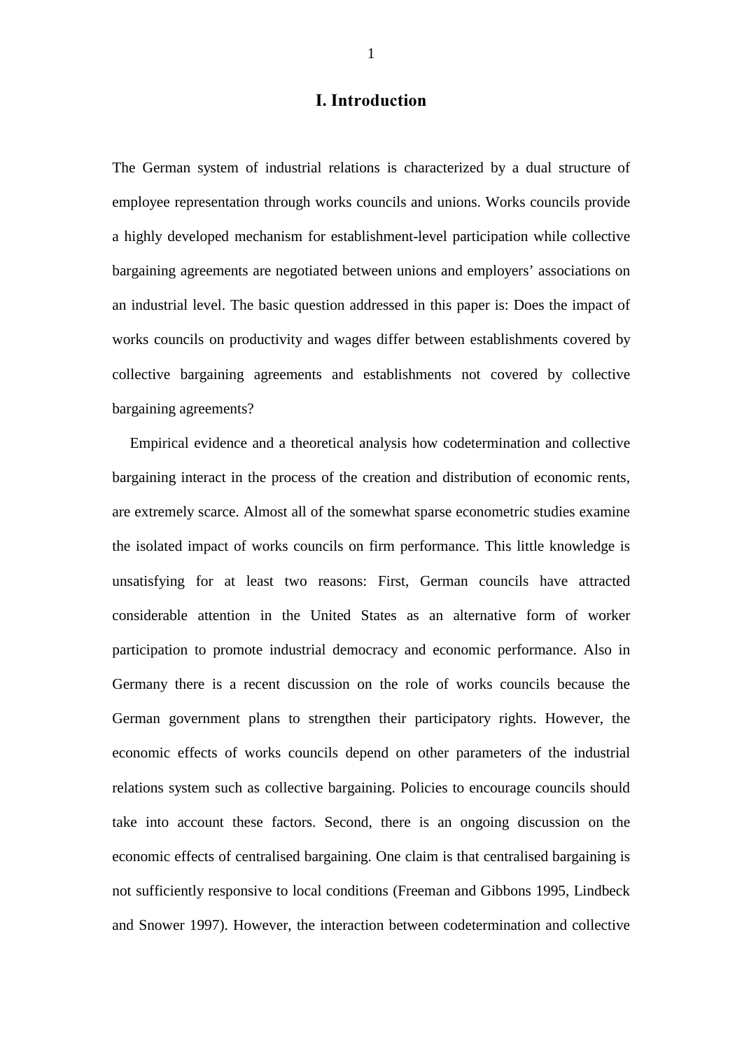# I. Introduction

The German system of industrial relations is characterized by a dual structure of employee representation through works councils and unions. Works councils provide a highly developed mechanism for establishment-level participation while collective bargaining agreements are negotiated between unions and employers' associations on an industrial level. The basic question addressed in this paper is: Does the impact of works councils on productivity and wages differ between establishments covered by collective bargaining agreements and establishments not covered by collective bargaining agreements?

Empirical evidence and a theoretical analysis how codetermination and collective bargaining interact in the process of the creation and distribution of economic rents, are extremely scarce. Almost all of the somewhat sparse econometric studies examine the isolated impact of works councils on firm performance. This little knowledge is unsatisfying for at least two reasons: First, German councils have attracted considerable attention in the United States as an alternative form of worker participation to promote industrial democracy and economic performance. Also in Germany there is a recent discussion on the role of works councils because the German government plans to strengthen their participatory rights. However, the economic effects of works councils depend on other parameters of the industrial relations system such as collective bargaining. Policies to encourage councils should take into account these factors. Second, there is an ongoing discussion on the economic effects of centralised bargaining. One claim is that centralised bargaining is not sufficiently responsive to local conditions (Freeman and Gibbons 1995, Lindbeck and Snower 1997). However, the interaction between codetermination and collective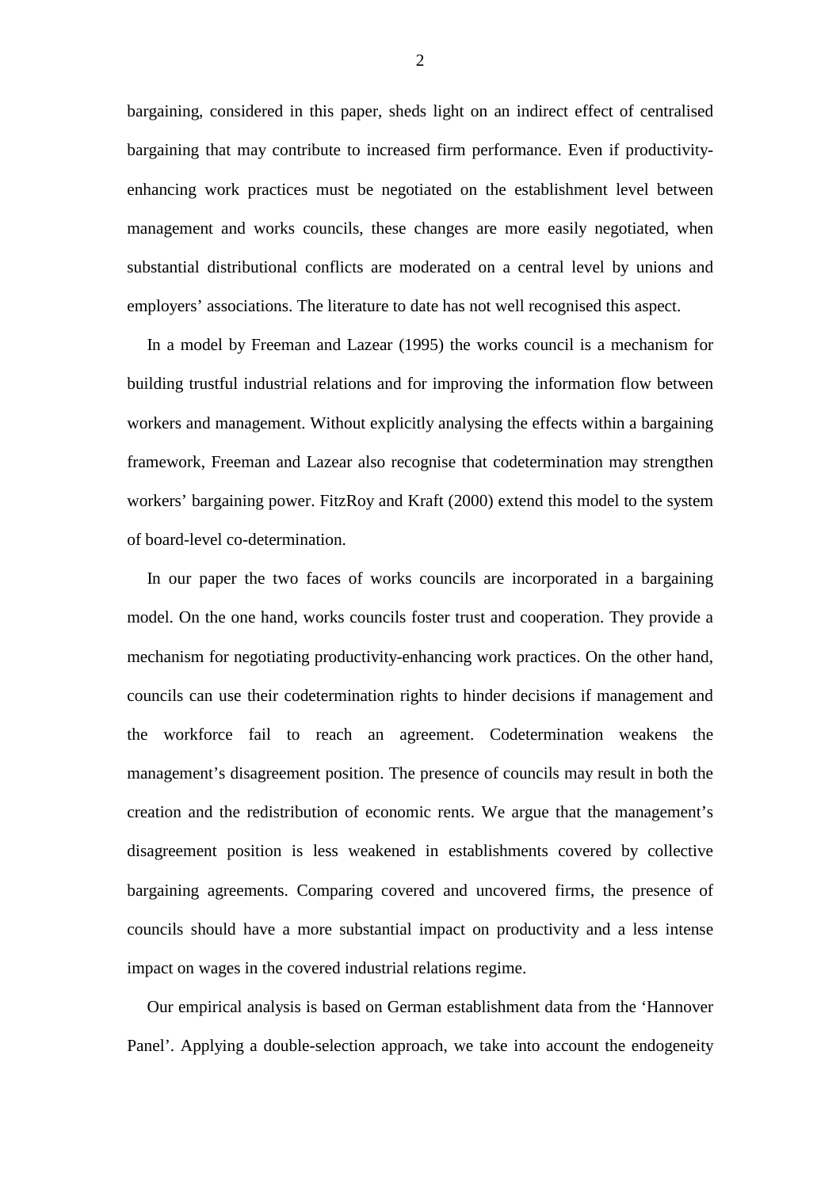bargaining, considered in this paper, sheds light on an indirect effect of centralised bargaining that may contribute to increased firm performance. Even if productivity-enhancing work practices must be negotiated on the establishment level between management and works councils, these changes are more easily negotiated, when substantial distributional conflicts are moderated on a central level by unions and employers' associations. The literature to date has not well recognised this aspect.

In a model by Freeman and Lazear (1995) the works council is a mechanism for building trustful industrial relations and for improving the information flow between workers and management. Without explicitly analysing the effects within a bargaining framework, Freeman and Lazear also recognise that codetermination may strengthen workers' bargaining power. FitzRoy and Kraft (2000) extend this model to the system of board-level co-determination.

In our paper the two faces of works councils are incorporated in a bargaining model. On the one hand, works councils foster trust and cooperation. They provide a mechanism for negotiating productivity-enhancing work practices. On the other hand, councils can use their codetermination rights to hinder decisions if management and the workforce fail to reach an agreement. Codetermination weakens the management's disagreement position. The presence of councils may result in both the creation and the redistribution of economic rents. We argue that the management's disagreement position is less weakened in establishments covered by collective bargaining agreements. Comparing covered and uncovered firms, the presence of councils should have a more substantial impact on productivity and a less intense impact on wages in the covered industrial relations regime.

Our empirical analysis is based on German establishment data from the 'Hannover Panel'. Applying a double-selection approach, we take into account the endogeneity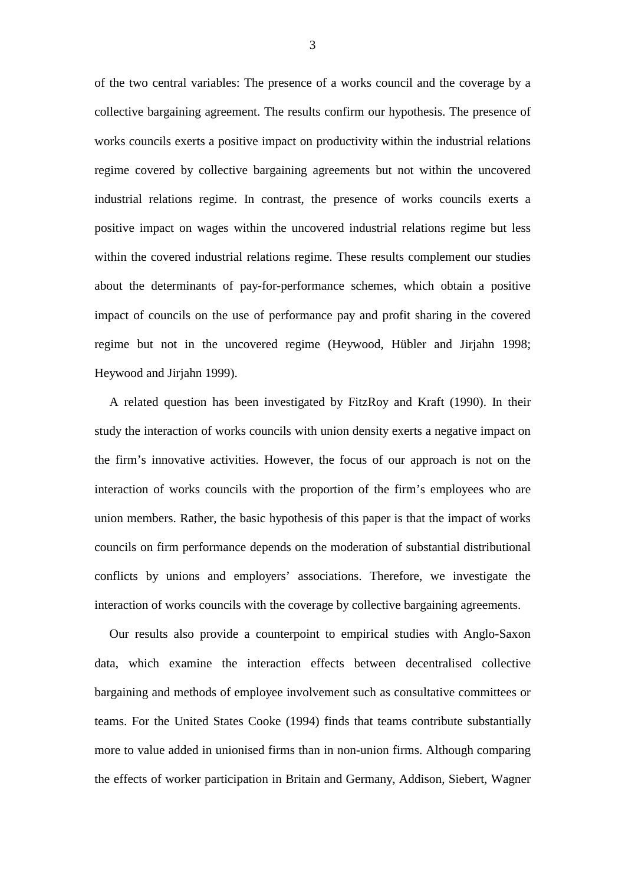of the two central variables: The presence of a works council and the coverage by a collective bargaining agreement. The results confirm our hypothesis. The presence of works councils exerts a positive impact on productivity within the industrial relations regime covered by collective bargaining agreements but not within the uncovered industrial relations regime. In contrast, the presence of works councils exerts a positive impact on wages within the uncovered industrial relations regime but less within the covered industrial relations regime. These results complement our studies about the determinants of pay-for-performance schemes, which obtain a positive impact of councils on the use of performance pay and profit sharing in the covered regime but not in the uncovered regime (Heywood, Hübler and Jirjahn 1998; Heywood and Jirjahn 1999).

A related question has been investigated by FitzRoy and Kraft (1990). In their study the interaction of works councils with union density exerts a negative impact on the firm's innovative activities. However, the focus of our approach is not on the interaction of works councils with the proportion of the firm's employees who are union members. Rather, the basic hypothesis of this paper is that the impact of works councils on firm performance depends on the moderation of substantial distributional conflicts by unions and employers' associations. Therefore, we investigate the interaction of works councils with the coverage by collective bargaining agreements.

Our results also provide a counterpoint to empirical studies with Anglo-Saxon data, which examine the interaction effects between decentralised collective bargaining and methods of employee involvement such as consultative committees or teams. For the United States Cooke (1994) finds that teams contribute substantially more to value added in unionised firms than in non-union firms. Although comparing the effects of worker participation in Britain and Germany, Addison, Siebert, Wagner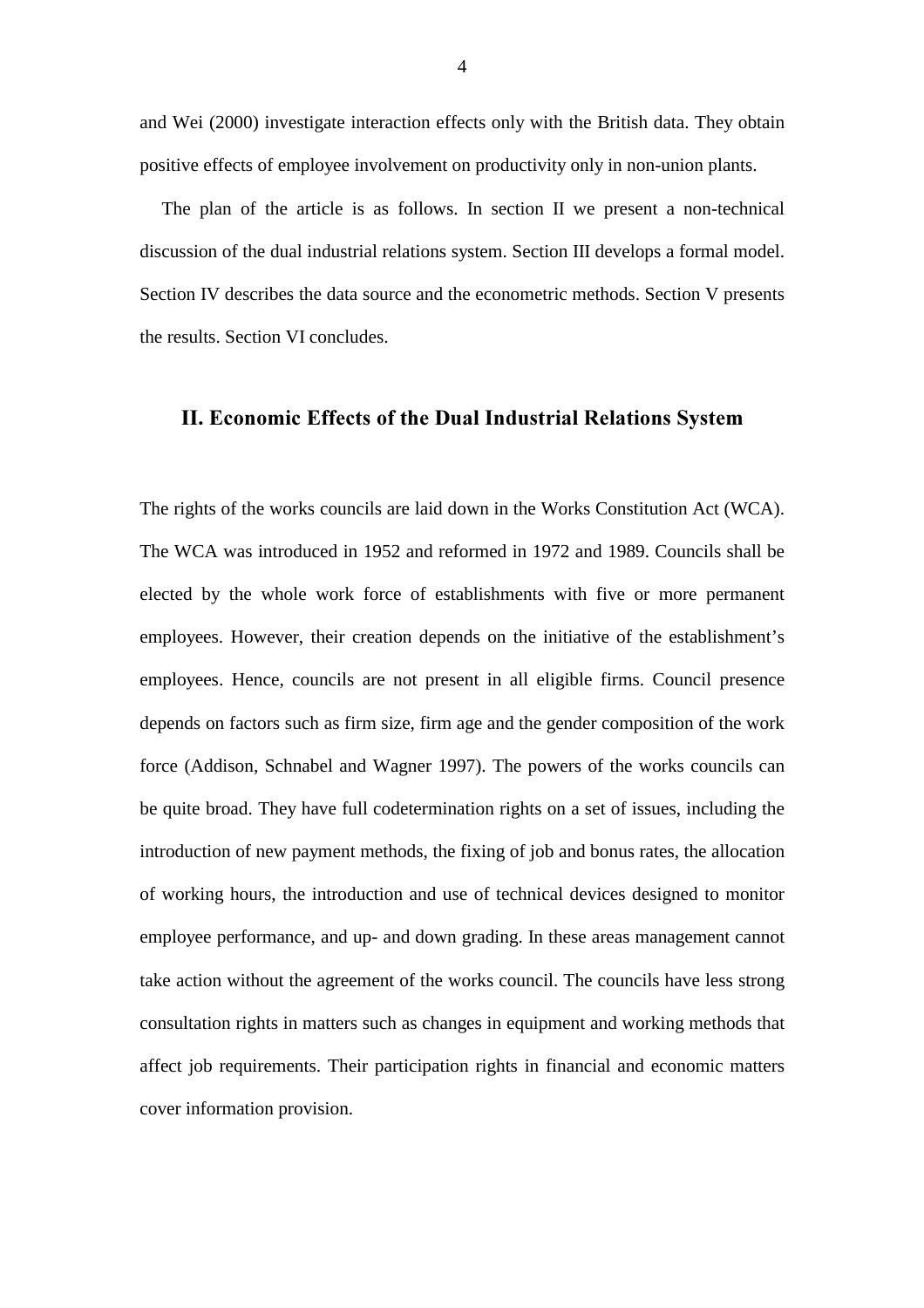and Wei (2000) investigate interaction effects only with the British data. They obtain positive effects of employee involvement on productivity only in non-union plants.

The plan of the article is as follows. In section II we present a non-technical discussion of the dual industrial relations system. Section III develops a formal model. Section IV describes the data source and the econometric methods. Section V presents the results. Section VI concludes.

## II. Economic Effects of the Dual Industrial Relations System

The rights of the works councils are laid down in the Works Constitution Act (WCA). The WCA was introduced in 1952 and reformed in 1972 and 1989. Councils shall be elected by the whole work force of establishments with five or more permanent employees. However, their creation depends on the initiative of the establishment's employees. Hence, councils are not present in all eligible firms. Council presence depends on factors such as firm size, firm age and the gender composition of the work force (Addison, Schnabel and Wagner 1997). The powers of the works councils can be quite broad. They have full codetermination rights on a set of issues, including the introduction of new payment methods, the fixing of job and bonus rates, the allocation of working hours, the introduction and use of technical devices designed to monitor employee performance, and up- and down grading. In these areas management cannot take action without the agreement of the works council. The councils have less strong consultation rights in matters such as changes in equipment and working methods that affect job requirements. Their participation rights in financial and economic matters cover information provision.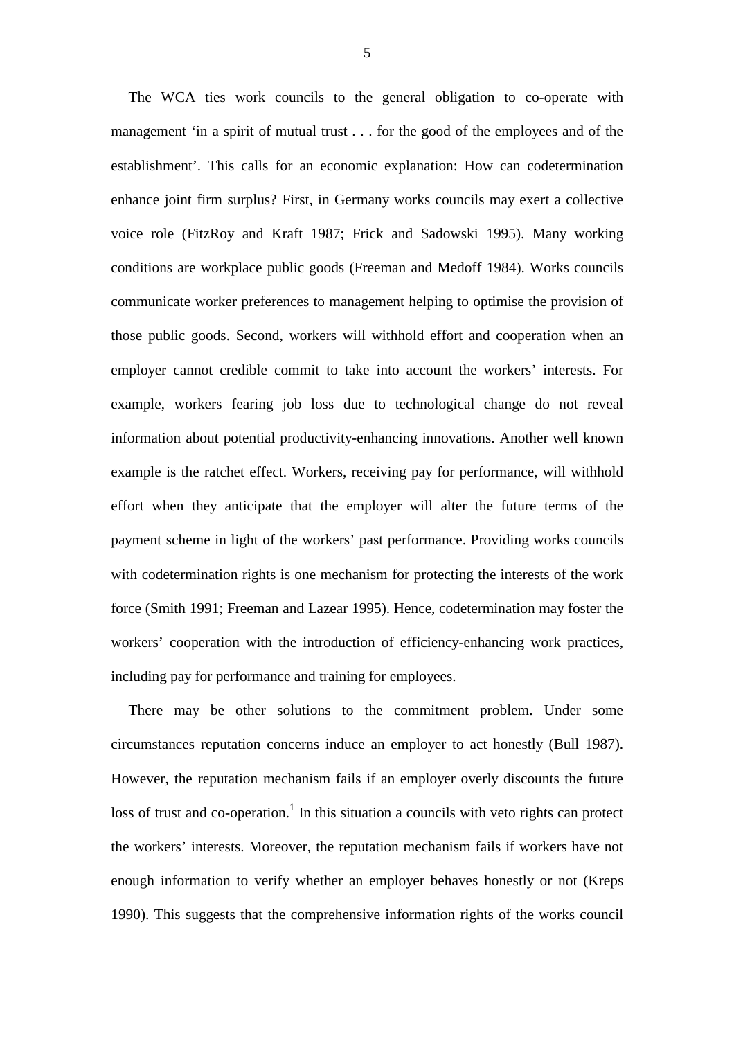The WCA ties work councils to the general obligation to co-operate with management 'in a spirit of mutual trust . . . for the good of the employees and of the establishment'. This calls for an economic explanation: How can codetermination enhance joint firm surplus? First, in Germany works councils may exert a collective voice role (FitzRoy and Kraft 1987; Frick and Sadowski 1995). Many working conditions are workplace public goods (Freeman and Medoff 1984). Works councils communicate worker preferences to management helping to optimise the provision of those public goods. Second, workers will withhold effort and cooperation when an employer cannot credible commit to take into account the workers' interests. For example, workers fearing job loss due to technological change do not reveal information about potential productivity-enhancing innovations. Another well known example is the ratchet effect. Workers, receiving pay for performance, will withhold effort when they anticipate that the employer will alter the future terms of the payment scheme in light of the workers' past performance. Providing works councils with codetermination rights is one mechanism for protecting the interests of the work force (Smith 1991; Freeman and Lazear 1995). Hence, codetermination may foster the workers' cooperation with the introduction of efficiency-enhancing work practices, including pay for performance and training for employees.

There may be other solutions to the commitment problem. Under some circumstances reputation concerns induce an employer to act honestly (Bull 1987). However, the reputation mechanism fails if an employer overly discounts the future loss of trust and co-operation.[1] In this situation a councils with veto rights can protect the workers' interests. Moreover, the reputation mechanism fails if workers have not enough information to verify whether an employer behaves honestly or not (Kreps 1990). This suggests that the comprehensive information rights of the works council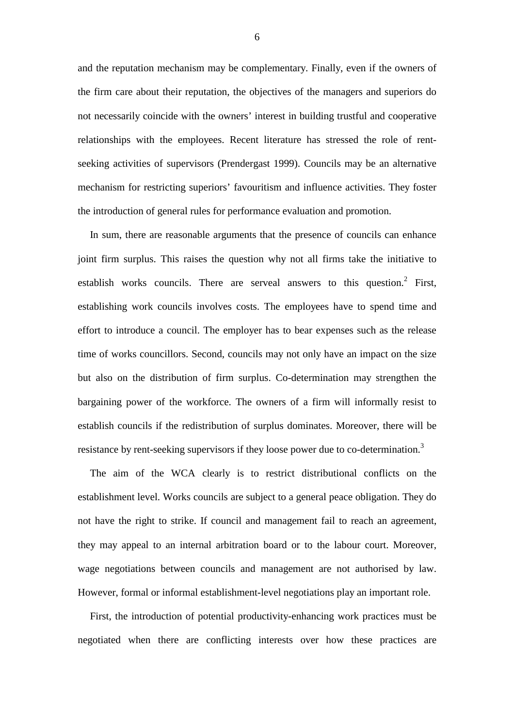and the reputation mechanism may be complementary. Finally, even if the owners of the firm care about their reputation, the objectives of the managers and superiors do not necessarily coincide with the owners' interest in building trustful and cooperative relationships with the employees. Recent literature has stressed the role of rent-seeking activities of supervisors (Prendergast 1999). Councils may be an alternative mechanism for restricting superiors' favouritism and influence activities. They foster the introduction of general rules for performance evaluation and promotion.

In sum, there are reasonable arguments that the presence of councils can enhance joint firm surplus. This raises the question why not all firms take the initiative to establish works councils. There are serveal answers to this question.[2] First, establishing work councils involves costs. The employees have to spend time and effort to introduce a council. The employer has to bear expenses such as the release time of works councillors. Second, councils may not only have an impact on the size but also on the distribution of firm surplus. Co-determination may strengthen the bargaining power of the workforce. The owners of a firm will informally resist to establish councils if the redistribution of surplus dominates. Moreover, there will be resistance by rent-seeking supervisors if they loose power due to co-determination.[3]

The aim of the WCA clearly is to restrict distributional conflicts on the establishment level. Works councils are subject to a general peace obligation. They do not have the right to strike. If council and management fail to reach an agreement, they may appeal to an internal arbitration board or to the labour court. Moreover, wage negotiations between councils and management are not authorised by law. However, formal or informal establishment-level negotiations play an important role.

First, the introduction of potential productivity-enhancing work practices must be negotiated when there are conflicting interests over how these practices are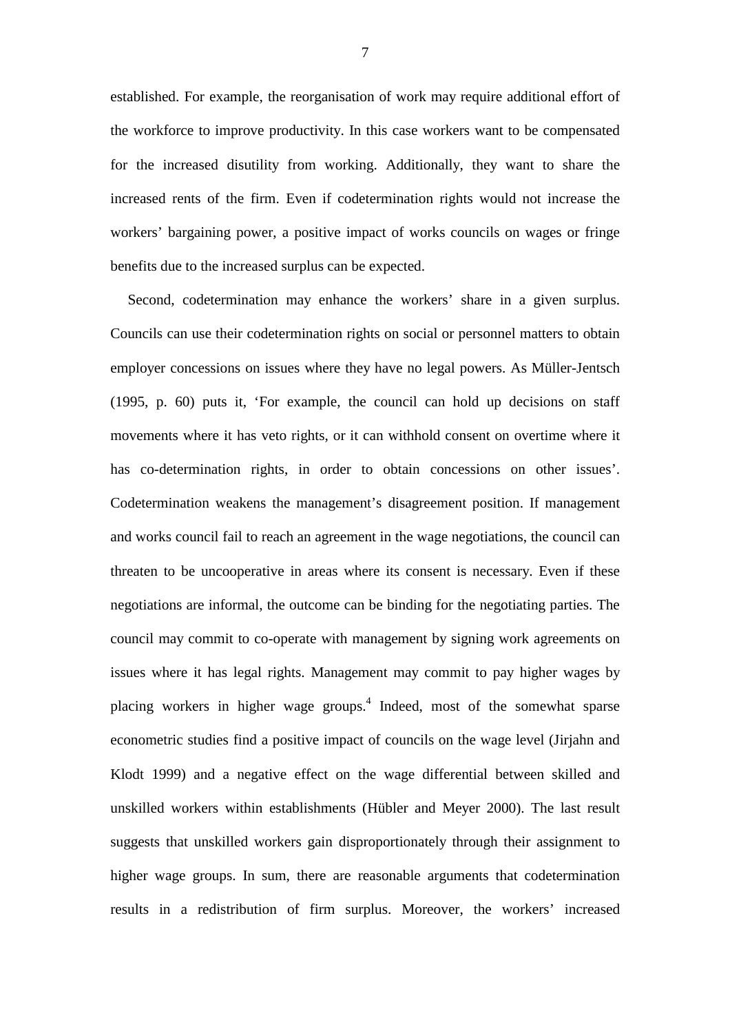established. For example, the reorganisation of work may require additional effort of the workforce to improve productivity. In this case workers want to be compensated for the increased disutility from working. Additionally, they want to share the increased rents of the firm. Even if codetermination rights would not increase the workers' bargaining power, a positive impact of works councils on wages or fringe benefits due to the increased surplus can be expected.

Second, codetermination may enhance the workers' share in a given surplus. Councils can use their codetermination rights on social or personnel matters to obtain employer concessions on issues where they have no legal powers. As Müller-Jentsch (1995, p. 60) puts it, 'For example, the council can hold up decisions on staff movements where it has veto rights, or it can withhold consent on overtime where it has co-determination rights, in order to obtain concessions on other issues'. Codetermination weakens the management's disagreement position. If management and works council fail to reach an agreement in the wage negotiations, the council can threaten to be uncooperative in areas where its consent is necessary. Even if these negotiations are informal, the outcome can be binding for the negotiating parties. The council may commit to co-operate with management by signing work agreements on issues where it has legal rights. Management may commit to pay higher wages by placing workers in higher wage groups.[4] Indeed, most of the somewhat sparse econometric studies find a positive impact of councils on the wage level (Jirjahn and Klodt 1999) and a negative effect on the wage differential between skilled and unskilled workers within establishments (Hübler and Meyer 2000). The last result suggests that unskilled workers gain disproportionately through their assignment to higher wage groups. In sum, there are reasonable arguments that codetermination results in a redistribution of firm surplus. Moreover, the workers' increased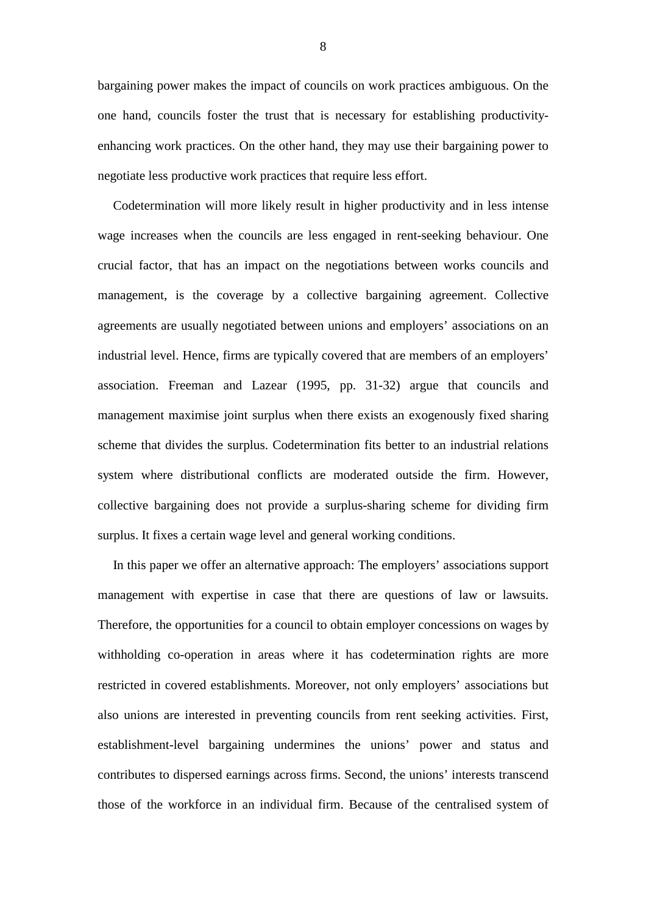bargaining power makes the impact of councils on work practices ambiguous. On the one hand, councils foster the trust that is necessary for establishing productivity-enhancing work practices. On the other hand, they may use their bargaining power to negotiate less productive work practices that require less effort.

Codetermination will more likely result in higher productivity and in less intense wage increases when the councils are less engaged in rent-seeking behaviour. One crucial factor, that has an impact on the negotiations between works councils and management, is the coverage by a collective bargaining agreement. Collective agreements are usually negotiated between unions and employers' associations on an industrial level. Hence, firms are typically covered that are members of an employers' association. Freeman and Lazear (1995, pp. 31-32) argue that councils and management maximise joint surplus when there exists an exogenously fixed sharing scheme that divides the surplus. Codetermination fits better to an industrial relations system where distributional conflicts are moderated outside the firm. However, collective bargaining does not provide a surplus-sharing scheme for dividing firm surplus. It fixes a certain wage level and general working conditions.

In this paper we offer an alternative approach: The employers' associations support management with expertise in case that there are questions of law or lawsuits. Therefore, the opportunities for a council to obtain employer concessions on wages by withholding co-operation in areas where it has codetermination rights are more restricted in covered establishments. Moreover, not only employers' associations but also unions are interested in preventing councils from rent seeking activities. First, establishment-level bargaining undermines the unions' power and status and contributes to dispersed earnings across firms. Second, the unions' interests transcend those of the workforce in an individual firm. Because of the centralised system of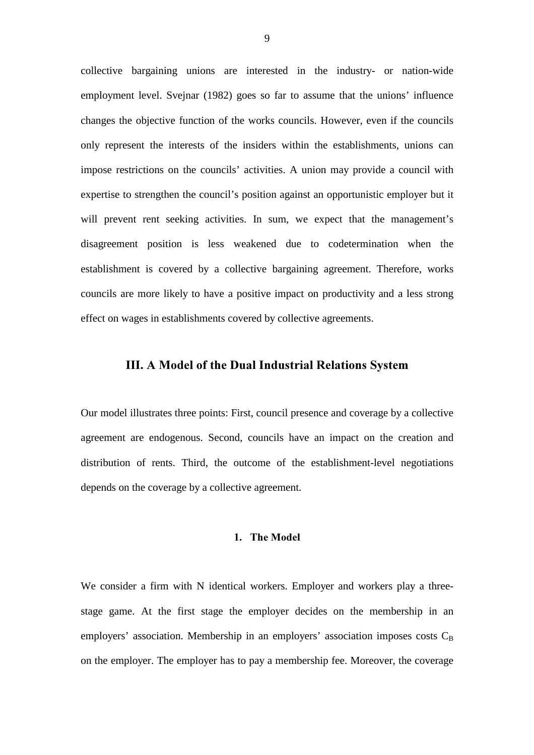collective bargaining unions are interested in the industry- or nation-wide employment level. Svejnar (1982) goes so far to assume that the unions' influence changes the objective function of the works councils. However, even if the councils only represent the interests of the insiders within the establishments, unions can impose restrictions on the councils' activities. A union may provide a council with expertise to strengthen the council's position against an opportunistic employer but it will prevent rent seeking activities. In sum, we expect that the management's disagreement position is less weakened due to codetermination when the establishment is covered by a collective bargaining agreement. Therefore, works councils are more likely to have a positive impact on productivity and a less strong effect on wages in establishments covered by collective agreements.

## III. A Model of the Dual Industrial Relations System

Our model illustrates three points: First, council presence and coverage by a collective agreement are endogenous. Second, councils have an impact on the creation and distribution of rents. Third, the outcome of the establishment-level negotiations depends on the coverage by a collective agreement.

### 1. The Model

We consider a firm with N identical workers. Employer and workers play a three-stage game. At the first stage the employer decides on the membership in an employers' association. Membership in an employers' association imposes costs $C_B$ on the employer. The employer has to pay a membership fee. Moreover, the coverage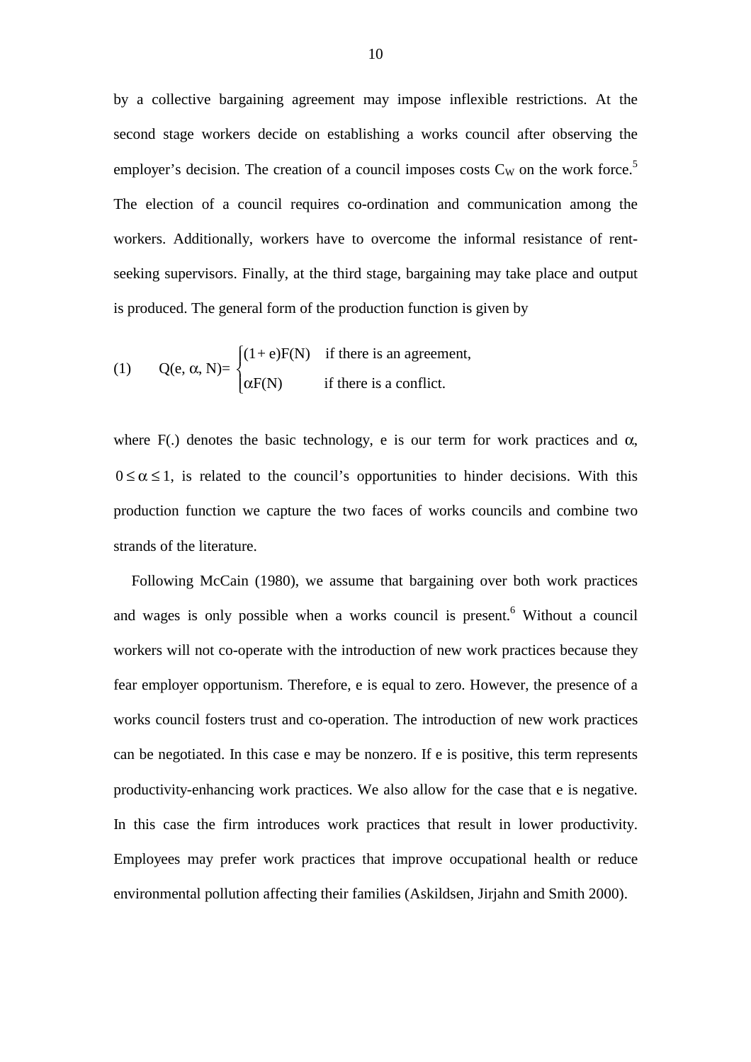by a collective bargaining agreement may impose inflexible restrictions. At the second stage workers decide on establishing a works council after observing the employer's decision. The creation of a council imposes costs $C_W$ on the work force.[5] The election of a council requires co-ordination and communication among the workers. Additionally, workers have to overcome the informal resistance of rent-seeking supervisors. Finally, at the third stage, bargaining may take place and output is produced. The general form of the production function is given by

$$
(1) \qquad Q(e, \alpha, N) = \begin{cases} (1+e)F(N) & \text{if there is an agreement,} \\ \alpha F(N) & \text{if there is a conflict.} \end{cases}
$$

where F(.) denotes the basic technology, e is our term for work practices and $\alpha$, $0 \leq \alpha \leq 1$, is related to the council's opportunities to hinder decisions. With this production function we capture the two faces of works councils and combine two strands of the literature.

Following McCain (1980), we assume that bargaining over both work practices and wages is only possible when a works council is present.[6] Without a council workers will not co-operate with the introduction of new work practices because they fear employer opportunism. Therefore, e is equal to zero. However, the presence of a works council fosters trust and co-operation. The introduction of new work practices can be negotiated. In this case e may be nonzero. If e is positive, this term represents productivity-enhancing work practices. We also allow for the case that e is negative. In this case the firm introduces work practices that result in lower productivity. Employees may prefer work practices that improve occupational health or reduce environmental pollution affecting their families (Askildsen, Jirjahn and Smith 2000).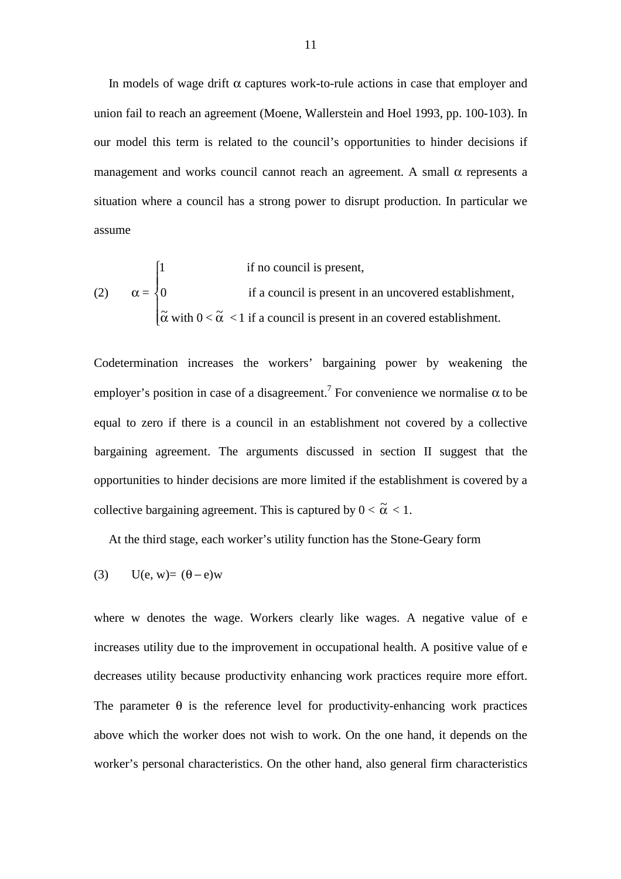In models of wage drift $\alpha$ captures work-to-rule actions in case that employer and union fail to reach an agreement (Moene, Wallerstein and Hoel 1993, pp. 100-103). In our model this term is related to the council's opportunities to hinder decisions if management and works council cannot reach an agreement. A small $\alpha$ represents a situation where a council has a strong power to disrupt production. In particular we assume

$$
(2) \qquad \alpha = \begin{cases} 1 & \text{if no council is present,} \\ 0 & \text{if a council is present in an uncovered establishment,} \\ \tilde{\alpha} \text{ with } 0 < \tilde{\alpha} < 1 & \text{if a council is present in an covered establishment.} \end{cases}
$$

Codetermination increases the workers' bargaining power by weakening the employer's position in case of a disagreement.[7] For convenience we normalise $\alpha$ to be equal to zero if there is a council in an establishment not covered by a collective bargaining agreement. The arguments discussed in section II suggest that the opportunities to hinder decisions are more limited if the establishment is covered by a collective bargaining agreement. This is captured by $0 < \tilde{\alpha} < 1$.

At the third stage, each worker's utility function has the Stone-Geary form

$$
(3) \qquad U(e, w) = (\theta - e)w
$$

where w denotes the wage. Workers clearly like wages. A negative value of e increases utility due to the improvement in occupational health. A positive value of e decreases utility because productivity enhancing work practices require more effort. The parameter $\theta$ is the reference level for productivity-enhancing work practices above which the worker does not wish to work. On the one hand, it depends on the worker's personal characteristics. On the other hand, also general firm characteristics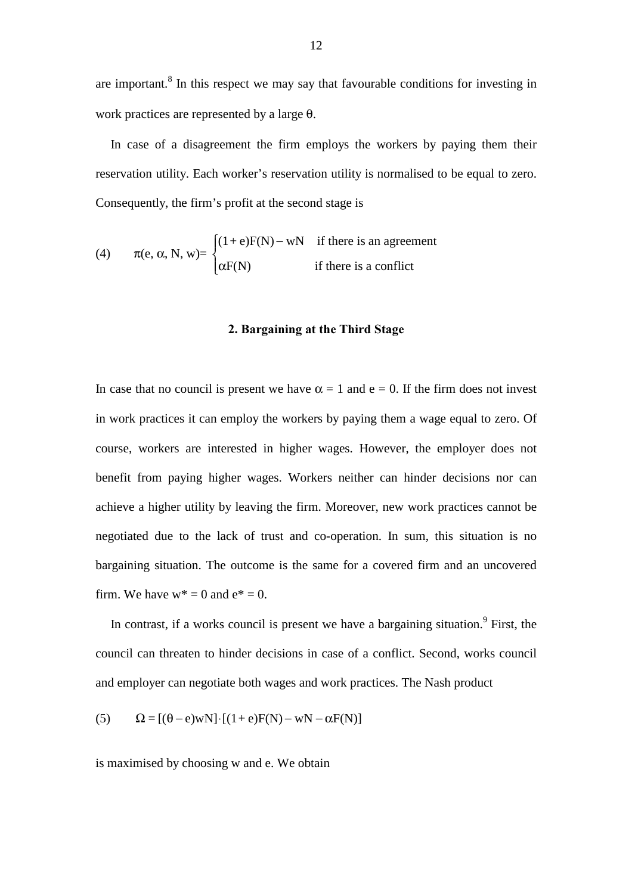are important.[8] In this respect we may say that favourable conditions for investing in work practices are represented by a large $\theta$.

In case of a disagreement the firm employs the workers by paying them their reservation utility. Each worker's reservation utility is normalised to be equal to zero. Consequently, the firm's profit at the second stage is

$$(4) \qquad \pi(e, \alpha, N, w) = \begin{cases} (1+e)F(N) - wN & \text{if there is an agreement} \\ \alpha F(N) & \text{if there is a conflict} \end{cases}$$

## 2. Bargaining at the Third Stage

In case that no council is present we have $\alpha = 1$ and $e = 0$. If the firm does not invest in work practices it can employ the workers by paying them a wage equal to zero. Of course, workers are interested in higher wages. However, the employer does not benefit from paying higher wages. Workers neither can hinder decisions nor can achieve a higher utility by leaving the firm. Moreover, new work practices cannot be negotiated due to the lack of trust and co-operation. In sum, this situation is no bargaining situation. The outcome is the same for a covered firm and an uncovered firm. We have $w^* = 0$ and $e^* = 0$.

In contrast, if a works council is present we have a bargaining situation.[9] First, the council can threaten to hinder decisions in case of a conflict. Second, works council and employer can negotiate both wages and work practices. The Nash product

$$(5) \qquad \Omega = [(\theta - e)wN] \cdot [(1+e)F(N) - wN - \alpha F(N)]$$

is maximised by choosing w and e. We obtain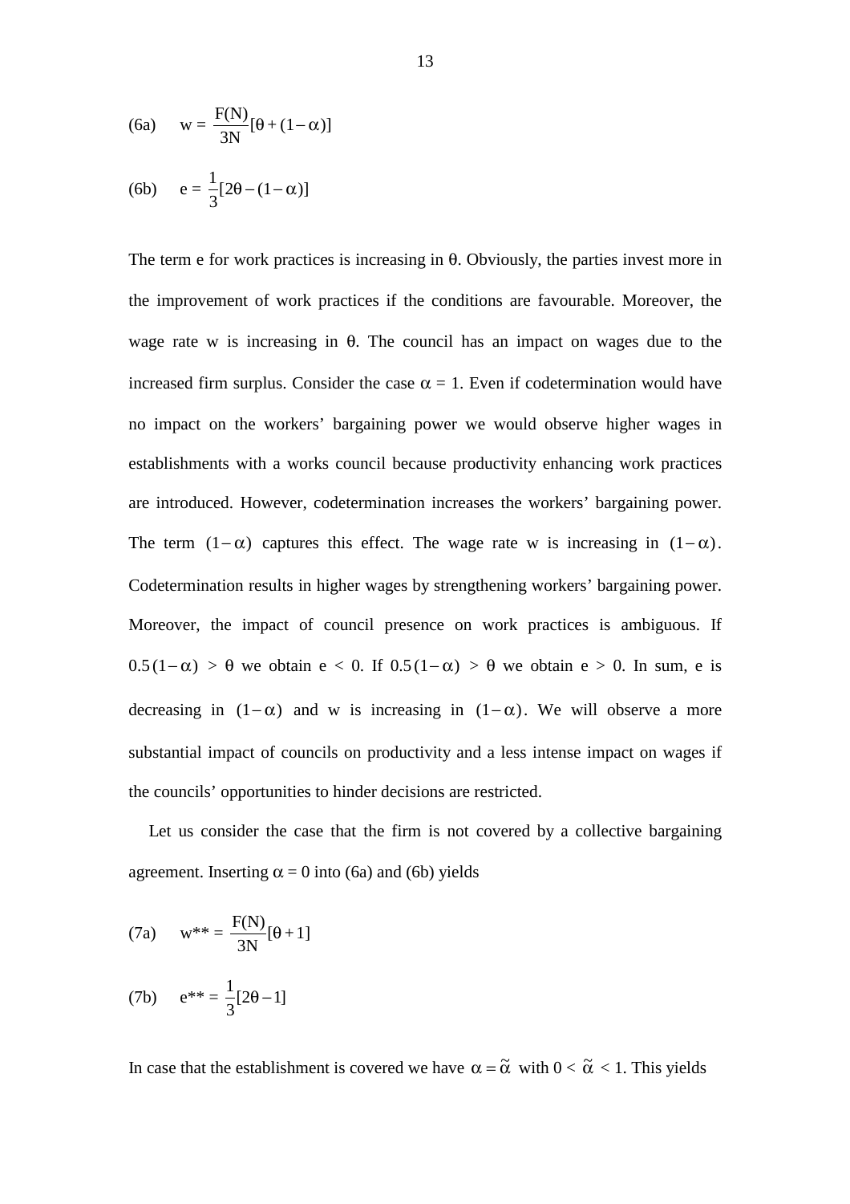$$\text{(6a)} \quad w = \frac{F(N)}{3N}[\theta + (1-\alpha)]$$

$$\text{(6b)} \quad e = \frac{1}{3}[2\theta - (1-\alpha)]$$

The term e for work practices is increasing in $\theta$. Obviously, the parties invest more in the improvement of work practices if the conditions are favourable. Moreover, the wage rate w is increasing in $\theta$. The council has an impact on wages due to the increased firm surplus. Consider the case $\alpha = 1$. Even if codetermination would have no impact on the workers' bargaining power we would observe higher wages in establishments with a works council because productivity enhancing work practices are introduced. However, codetermination increases the workers' bargaining power. The term $(1-\alpha)$ captures this effect. The wage rate w is increasing in $(1-\alpha)$. Codetermination results in higher wages by strengthening workers' bargaining power. Moreover, the impact of council presence on work practices is ambiguous. If $0.5(1-\alpha) > \theta$ we obtain $e < 0$. If $0.5(1-\alpha) > \theta$ we obtain $e > 0$. In sum, e is decreasing in $(1-\alpha)$ and w is increasing in $(1-\alpha)$. We will observe a more substantial impact of councils on productivity and a less intense impact on wages if the councils' opportunities to hinder decisions are restricted.

Let us consider the case that the firm is not covered by a collective bargaining agreement. Inserting $\alpha = 0$ into (6a) and (6b) yields

$$\text{(7a)} \quad w^{**} = \frac{F(N)}{3N}[\theta + 1]$$

$$\text{(7b)} \quad e^{**} = \frac{1}{3}[2\theta - 1]$$

In case that the establishment is covered we have $\alpha = \tilde{\alpha}$ with $0 < \tilde{\alpha} < 1$. This yields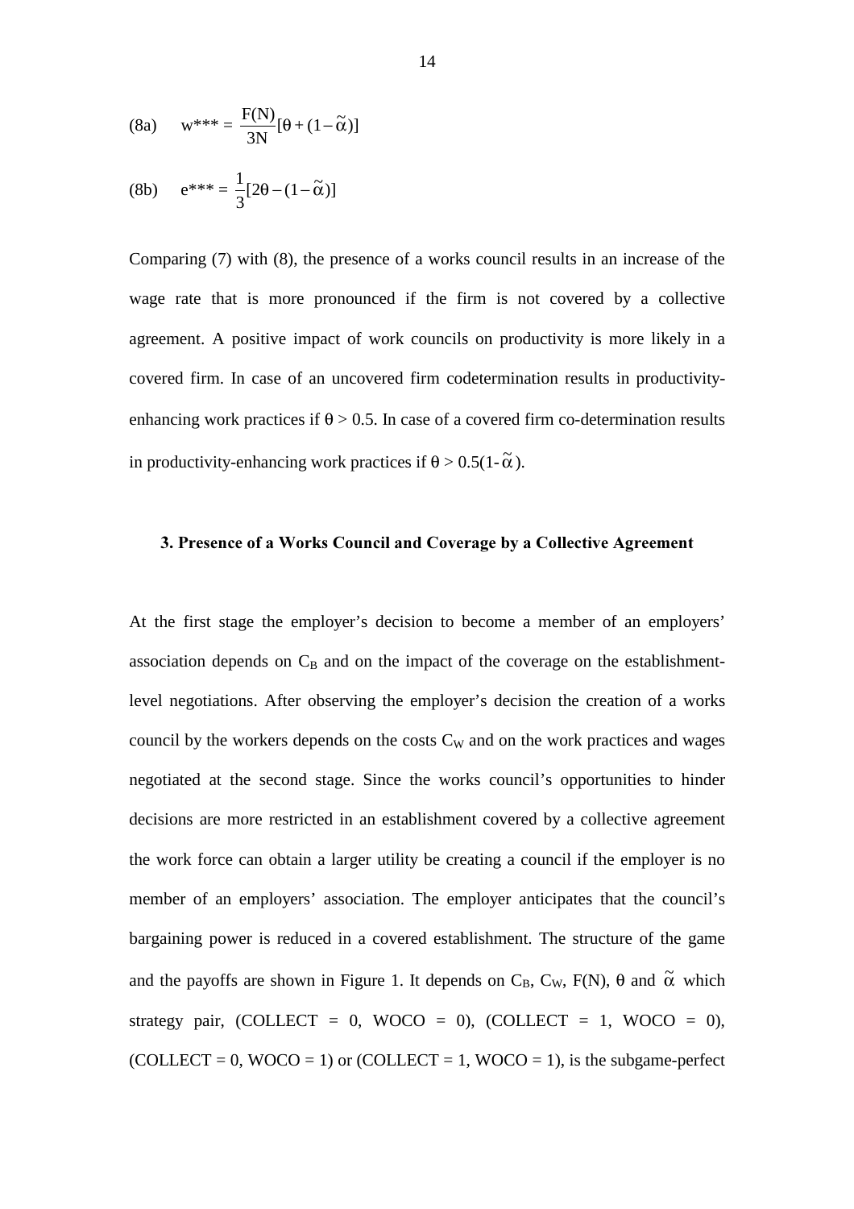$$\text{(8a)} \qquad w^{***} = \frac{F(N)}{3N}[\theta + (1 - \tilde{\alpha})]$$

$$\text{(8b)} \qquad e^{***} = \frac{1}{3}[2\theta - (1 - \tilde{\alpha})]$$

Comparing (7) with (8), the presence of a works council results in an increase of the wage rate that is more pronounced if the firm is not covered by a collective agreement. A positive impact of work councils on productivity is more likely in a covered firm. In case of an uncovered firm codetermination results in productivity-enhancing work practices if $\theta > 0.5$. In case of a covered firm co-determination results in productivity-enhancing work practices if $\theta > 0.5(1-\tilde{\alpha})$.

### 3. Presence of a Works Council and Coverage by a Collective Agreement

At the first stage the employer's decision to become a member of an employers' association depends on $C_B$ and on the impact of the coverage on the establishment-level negotiations. After observing the employer's decision the creation of a works council by the workers depends on the costs $C_W$ and on the work practices and wages negotiated at the second stage. Since the works council's opportunities to hinder decisions are more restricted in an establishment covered by a collective agreement the work force can obtain a larger utility be creating a council if the employer is no member of an employers' association. The employer anticipates that the council's bargaining power is reduced in a covered establishment. The structure of the game and the payoffs are shown in Figure 1. It depends on $C_B$, $C_W$, $F(N)$, $\theta$ and $\tilde{\alpha}$ which strategy pair, (COLLECT = 0, WOCO = 0), (COLLECT = 1, WOCO = 0), (COLLECT = 0, WOCO = 1) or (COLLECT = 1, WOCO = 1), is the subgame-perfect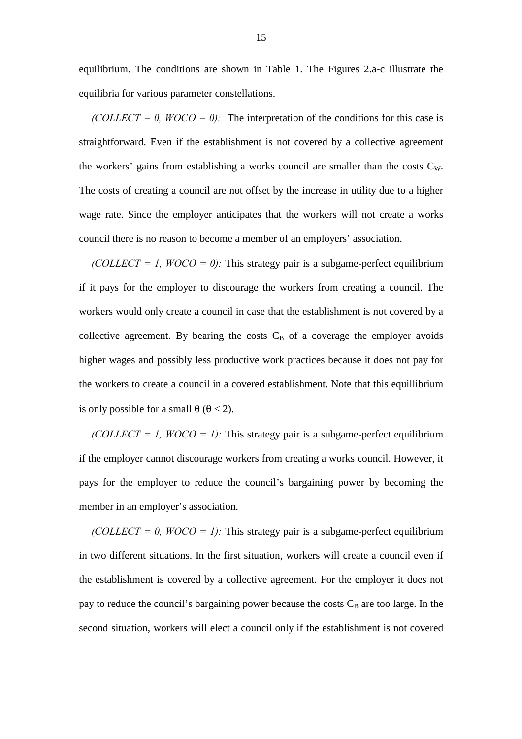equilibrium. The conditions are shown in Table 1. The Figures 2.a-c illustrate the equilibria for various parameter constellations.

*(COLLECT = 0, WOCO = 0):* The interpretation of the conditions for this case is straightforward. Even if the establishment is not covered by a collective agreement the workers' gains from establishing a works council are smaller than the costs $C_W$. The costs of creating a council are not offset by the increase in utility due to a higher wage rate. Since the employer anticipates that the workers will not create a works council there is no reason to become a member of an employers' association.

*(COLLECT = 1, WOCO = 0):* This strategy pair is a subgame-perfect equilibrium if it pays for the employer to discourage the workers from creating a council. The workers would only create a council in case that the establishment is not covered by a collective agreement. By bearing the costs $C_B$ of a coverage the employer avoids higher wages and possibly less productive work practices because it does not pay for the workers to create a council in a covered establishment. Note that this equillibrium is only possible for a small $\theta$ ($\theta < 2$).

*(COLLECT = 1, WOCO = 1):* This strategy pair is a subgame-perfect equilibrium if the employer cannot discourage workers from creating a works council. However, it pays for the employer to reduce the council's bargaining power by becoming the member in an employer's association.

*(COLLECT = 0, WOCO = 1):* This strategy pair is a subgame-perfect equilibrium in two different situations. In the first situation, workers will create a council even if the establishment is covered by a collective agreement. For the employer it does not pay to reduce the council's bargaining power because the costs $C_B$ are too large. In the second situation, workers will elect a council only if the establishment is not covered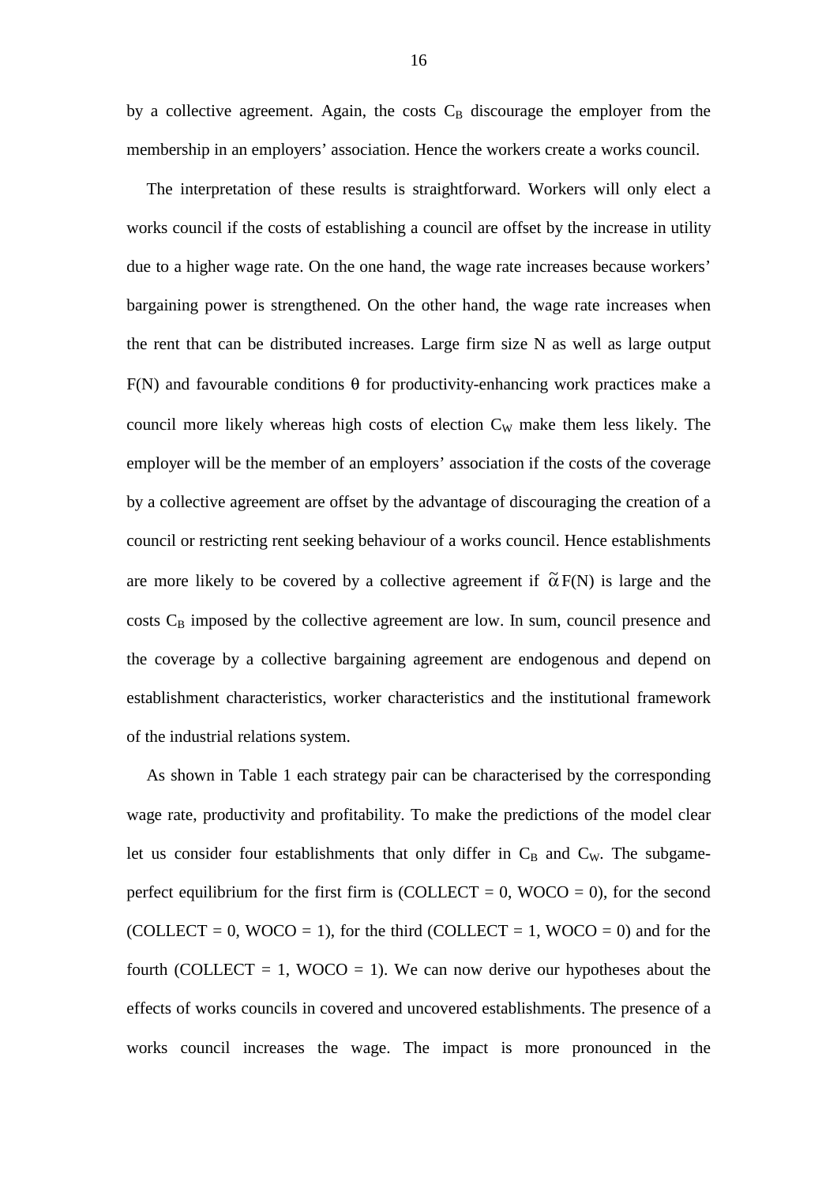by a collective agreement. Again, the costs $C_B$ discourage the employer from the membership in an employers' association. Hence the workers create a works council.

The interpretation of these results is straightforward. Workers will only elect a works council if the costs of establishing a council are offset by the increase in utility due to a higher wage rate. On the one hand, the wage rate increases because workers' bargaining power is strengthened. On the other hand, the wage rate increases when the rent that can be distributed increases. Large firm size N as well as large output F(N) and favourable conditions $\theta$ for productivity-enhancing work practices make a council more likely whereas high costs of election $C_W$ make them less likely. The employer will be the member of an employers' association if the costs of the coverage by a collective agreement are offset by the advantage of discouraging the creation of a council or restricting rent seeking behaviour of a works council. Hence establishments are more likely to be covered by a collective agreement if $\tilde{\alpha}F(N)$ is large and the costs $C_B$ imposed by the collective agreement are low. In sum, council presence and the coverage by a collective bargaining agreement are endogenous and depend on establishment characteristics, worker characteristics and the institutional framework of the industrial relations system.

As shown in Table 1 each strategy pair can be characterised by the corresponding wage rate, productivity and profitability. To make the predictions of the model clear let us consider four establishments that only differ in $C_B$ and $C_W$. The subgame-perfect equilibrium for the first firm is (COLLECT = 0, WOCO = 0), for the second (COLLECT = 0, WOCO = 1), for the third (COLLECT = 1, WOCO = 0) and for the fourth (COLLECT = 1, WOCO = 1). We can now derive our hypotheses about the effects of works councils in covered and uncovered establishments. The presence of a works council increases the wage. The impact is more pronounced in the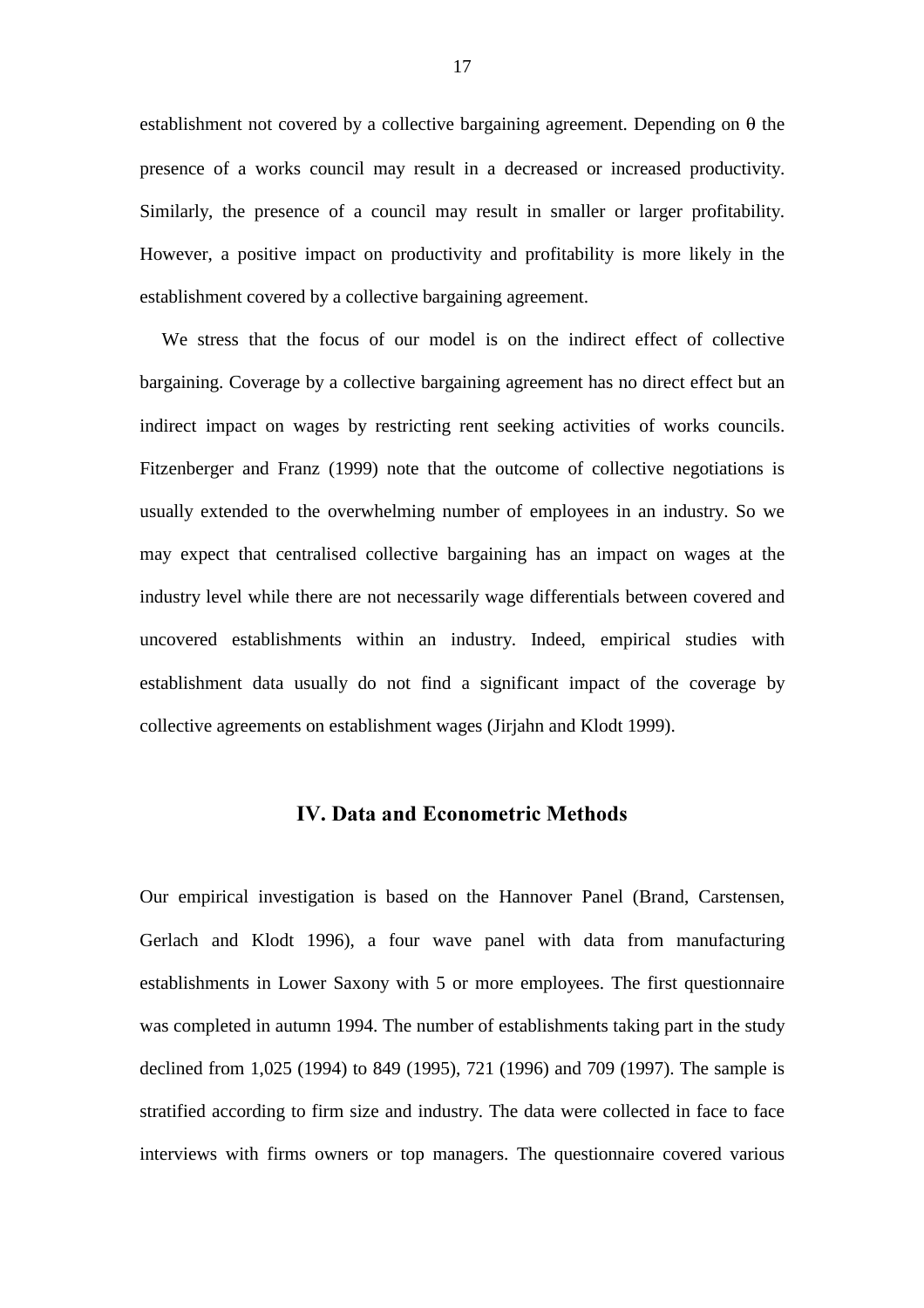establishment not covered by a collective bargaining agreement. Depending on $\theta$ the presence of a works council may result in a decreased or increased productivity. Similarly, the presence of a council may result in smaller or larger profitability. However, a positive impact on productivity and profitability is more likely in the establishment covered by a collective bargaining agreement.

We stress that the focus of our model is on the indirect effect of collective bargaining. Coverage by a collective bargaining agreement has no direct effect but an indirect impact on wages by restricting rent seeking activities of works councils. Fitzenberger and Franz (1999) note that the outcome of collective negotiations is usually extended to the overwhelming number of employees in an industry. So we may expect that centralised collective bargaining has an impact on wages at the industry level while there are not necessarily wage differentials between covered and uncovered establishments within an industry. Indeed, empirical studies with establishment data usually do not find a significant impact of the coverage by collective agreements on establishment wages (Jirjahn and Klodt 1999).

## IV. Data and Econometric Methods

Our empirical investigation is based on the Hannover Panel (Brand, Carstensen, Gerlach and Klodt 1996), a four wave panel with data from manufacturing establishments in Lower Saxony with 5 or more employees. The first questionnaire was completed in autumn 1994. The number of establishments taking part in the study declined from 1,025 (1994) to 849 (1995), 721 (1996) and 709 (1997). The sample is stratified according to firm size and industry. The data were collected in face to face interviews with firms owners or top managers. The questionnaire covered various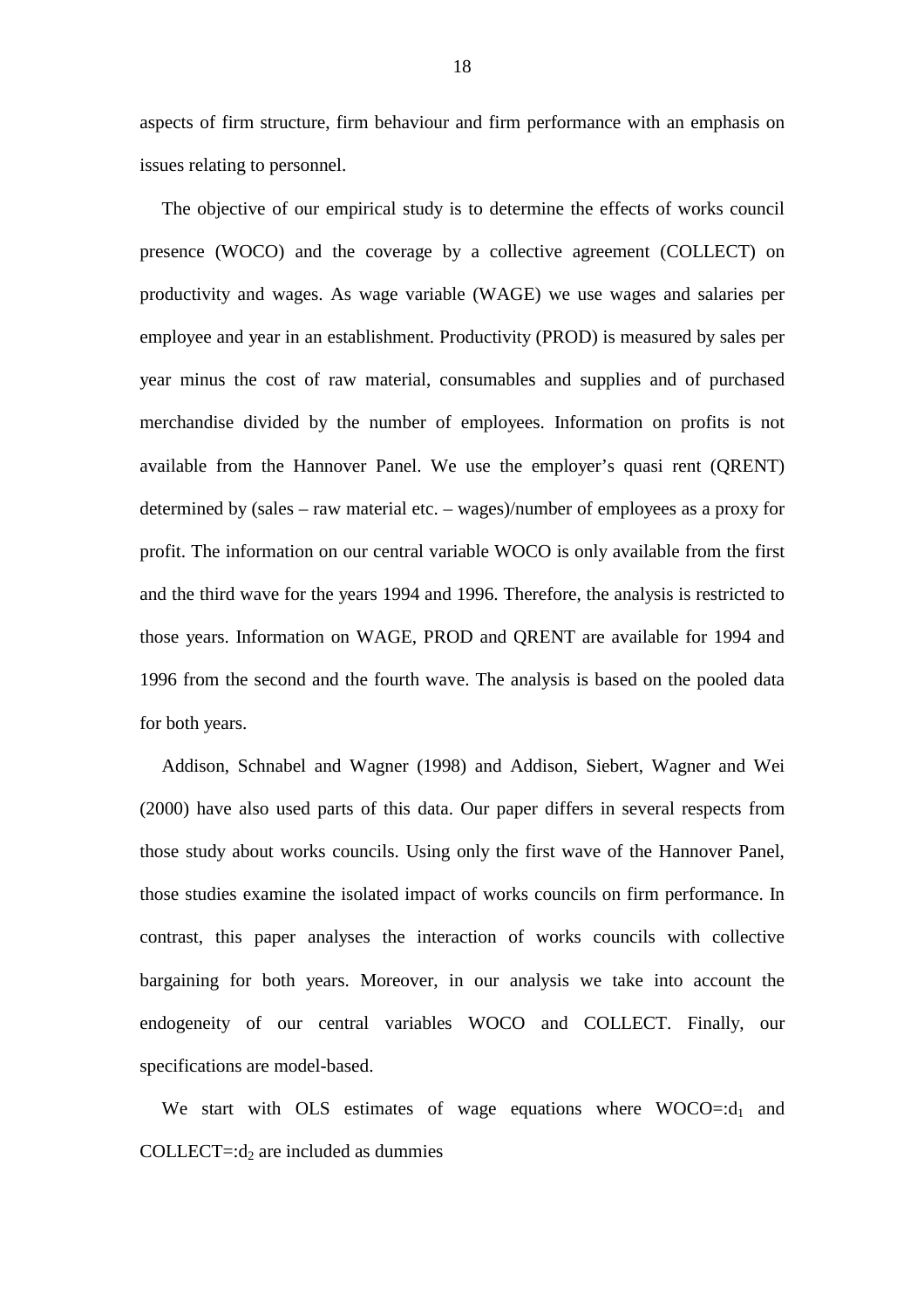aspects of firm structure, firm behaviour and firm performance with an emphasis on issues relating to personnel.

The objective of our empirical study is to determine the effects of works council presence (WOCO) and the coverage by a collective agreement (COLLECT) on productivity and wages. As wage variable (WAGE) we use wages and salaries per employee and year in an establishment. Productivity (PROD) is measured by sales per year minus the cost of raw material, consumables and supplies and of purchased merchandise divided by the number of employees. Information on profits is not available from the Hannover Panel. We use the employer's quasi rent (QRENT) determined by (sales – raw material etc. – wages)/number of employees as a proxy for profit. The information on our central variable WOCO is only available from the first and the third wave for the years 1994 and 1996. Therefore, the analysis is restricted to those years. Information on WAGE, PROD and QRENT are available for 1994 and 1996 from the second and the fourth wave. The analysis is based on the pooled data for both years.

Addison, Schnabel and Wagner (1998) and Addison, Siebert, Wagner and Wei (2000) have also used parts of this data. Our paper differs in several respects from those study about works councils. Using only the first wave of the Hannover Panel, those studies examine the isolated impact of works councils on firm performance. In contrast, this paper analyses the interaction of works councils with collective bargaining for both years. Moreover, in our analysis we take into account the endogeneity of our central variables WOCO and COLLECT. Finally, our specifications are model-based.

We start with OLS estimates of wage equations where WOCO=:$d_1$ and COLLECT=:$d_2$ are included as dummies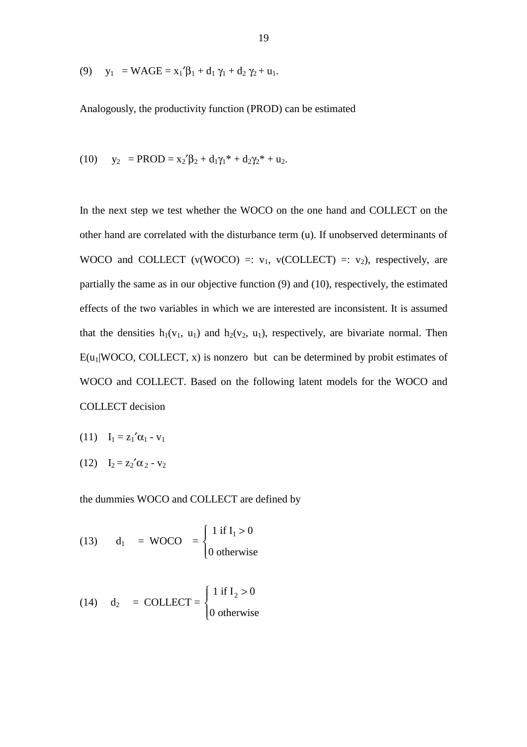(9) $\quad y_1 = \text{WAGE} = x_1'\beta_1 + d_1\,\gamma_1 + d_2\,\gamma_2 + u_1.$

Analogously, the productivity function (PROD) can be estimated

(10) $\quad y_2 = \text{PROD} = x_2'\beta_2 + d_1\gamma_1^* + d_2\gamma_2^* + u_2.$

In the next step we test whether the WOCO on the one hand and COLLECT on the other hand are correlated with the disturbance term (u). If unobserved determinants of WOCO and COLLECT ($v(\text{WOCO}) =: v_1$, $v(\text{COLLECT}) =: v_2$), respectively, are partially the same as in our objective function (9) and (10), respectively, the estimated effects of the two variables in which we are interested are inconsistent. It is assumed that the densities $h_1(v_1, u_1)$ and $h_2(v_2, u_1)$, respectively, are bivariate normal. Then $E(u_1|\text{WOCO, COLLECT}, x)$ is nonzero but can be determined by probit estimates of WOCO and COLLECT. Based on the following latent models for the WOCO and COLLECT decision

(11) $\quad I_1 = z_1'\alpha_1 - v_1$

(12) $\quad I_2 = z_2'\alpha_2 - v_2$

the dummies WOCO and COLLECT are defined by

(13) $$d_1 = \text{WOCO} = \begin{cases} 1 \text{ if } I_1 > 0 \\ 0 \text{ otherwise} \end{cases}$$

(14) $$d_2 = \text{COLLECT} = \begin{cases} 1 \text{ if } I_2 > 0 \\ 0 \text{ otherwise} \end{cases}$$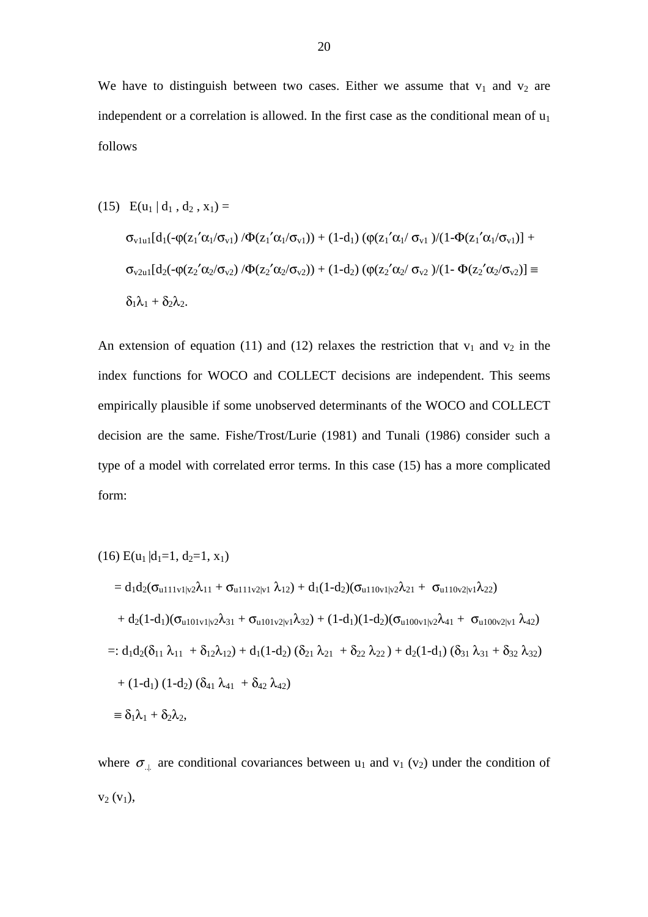We have to distinguish between two cases. Either we assume that $v_1$ and $v_2$ are independent or a correlation is allowed. In the first case as the conditional mean of $u_1$ follows

$$
\begin{aligned}
(15)\quad & E(u_1 \mid d_1 , d_2 , x_1) = \\
& \sigma_{v1u1}[d_1(-\varphi(z_1'\alpha_1/\sigma_{v1}) / \Phi(z_1'\alpha_1/\sigma_{v1})) + (1-d_1)(\varphi(z_1'\alpha_1/\sigma_{v1})/(1-\Phi(z_1'\alpha_1/\sigma_{v1}))] + \\
& \sigma_{v2u1}[d_2(-\varphi(z_2'\alpha_2/\sigma_{v2}) / \Phi(z_2'\alpha_2/\sigma_{v2})) + (1-d_2)(\varphi(z_2'\alpha_2/\sigma_{v2})/(1-\Phi(z_2'\alpha_2/\sigma_{v2}))] \equiv \\
& \delta_1\lambda_1 + \delta_2\lambda_2.
\end{aligned}
$$

An extension of equation (11) and (12) relaxes the restriction that $v_1$ and $v_2$ in the index functions for WOCO and COLLECT decisions are independent. This seems empirically plausible if some unobserved determinants of the WOCO and COLLECT decision are the same. Fishe/Trost/Lurie (1981) and Tunali (1986) consider such a type of a model with correlated error terms. In this case (15) has a more complicated form:

$$
\begin{aligned}
(16)\quad & E(u_1 \mid d_1=1, d_2=1, x_1) \\
& = d_1d_2(\sigma_{u111v1|v2}\lambda_{11} + \sigma_{u111v2|v1}\lambda_{12}) + d_1(1-d_2)(\sigma_{u110v1|v2}\lambda_{21} + \sigma_{u110v2|v1}\lambda_{22}) \\
& \quad + d_2(1-d_1)(\sigma_{u101v1|v2}\lambda_{31} + \sigma_{u101v2|v1}\lambda_{32}) + (1-d_1)(1-d_2)(\sigma_{u100v1|v2}\lambda_{41} + \sigma_{u100v2|v1}\lambda_{42}) \\
& =: d_1d_2(\delta_{11}\lambda_{11} + \delta_{12}\lambda_{12}) + d_1(1-d_2)(\delta_{21}\lambda_{21} + \delta_{22}\lambda_{22}) + d_2(1-d_1)(\delta_{31}\lambda_{31} + \delta_{32}\lambda_{32}) \\
& \quad + (1-d_1)(1-d_2)(\delta_{41}\lambda_{41} + \delta_{42}\lambda_{42}) \\
& \equiv \delta_1\lambda_1 + \delta_2\lambda_2,
\end{aligned}
$$

where $\sigma_{.|.}$ are conditional covariances between $u_1$ and $v_1$ ($v_2$) under the condition of $v_2$ ($v_1$),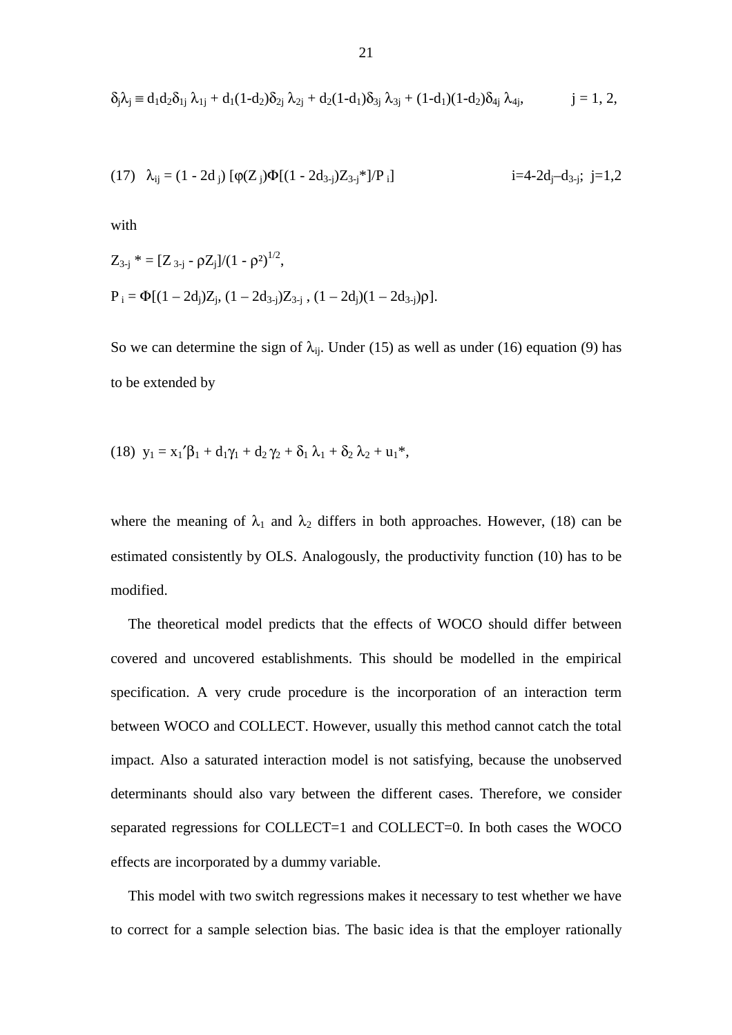$$\delta_j\lambda_j \equiv d_1 d_2 \delta_{1j}\, \lambda_{1j} + d_1(1\text{-}d_2)\delta_{2j}\, \lambda_{2j} + d_2(1\text{-}d_1)\delta_{3j}\, \lambda_{3j} + (1\text{-}d_1)(1\text{-}d_2)\delta_{4j}\, \lambda_{4j}, \qquad j = 1, 2,$$

$$(17)\quad \lambda_{ij} = (1 - 2d_j)\, [\varphi(Z_j)\Phi[(1 - 2d_{3\text{-}j})Z_{3\text{-}j}^*]/P_i] \qquad i=4\text{-}2d_j\text{–}d_{3\text{-}j};\ \ j=1,2$$

with

$Z_{3\text{-}j}^* = [Z_{3\text{-}j} - \rho Z_j]/(1 - \rho^2)^{1/2}$,

$P_i = \Phi[(1 – 2d_j)Z_j, (1 – 2d_{3\text{-}j})Z_{3\text{-}j}\, , (1 – 2d_j)(1 – 2d_{3\text{-}j})\rho]$.

So we can determine the sign of $\lambda_{ij}$. Under (15) as well as under (16) equation (9) has to be extended by

$$(18)\quad y_1 = x_1'\beta_1 + d_1\gamma_1 + d_2\, \gamma_2 + \delta_1\, \lambda_1 + \delta_2\, \lambda_2 + u_1^*,$$

where the meaning of $\lambda_1$ and $\lambda_2$ differs in both approaches. However, (18) can be estimated consistently by OLS. Analogously, the productivity function (10) has to be modified.

The theoretical model predicts that the effects of WOCO should differ between covered and uncovered establishments. This should be modelled in the empirical specification. A very crude procedure is the incorporation of an interaction term between WOCO and COLLECT. However, usually this method cannot catch the total impact. Also a saturated interaction model is not satisfying, because the unobserved determinants should also vary between the different cases. Therefore, we consider separated regressions for COLLECT=1 and COLLECT=0. In both cases the WOCO effects are incorporated by a dummy variable.

This model with two switch regressions makes it necessary to test whether we have to correct for a sample selection bias. The basic idea is that the employer rationally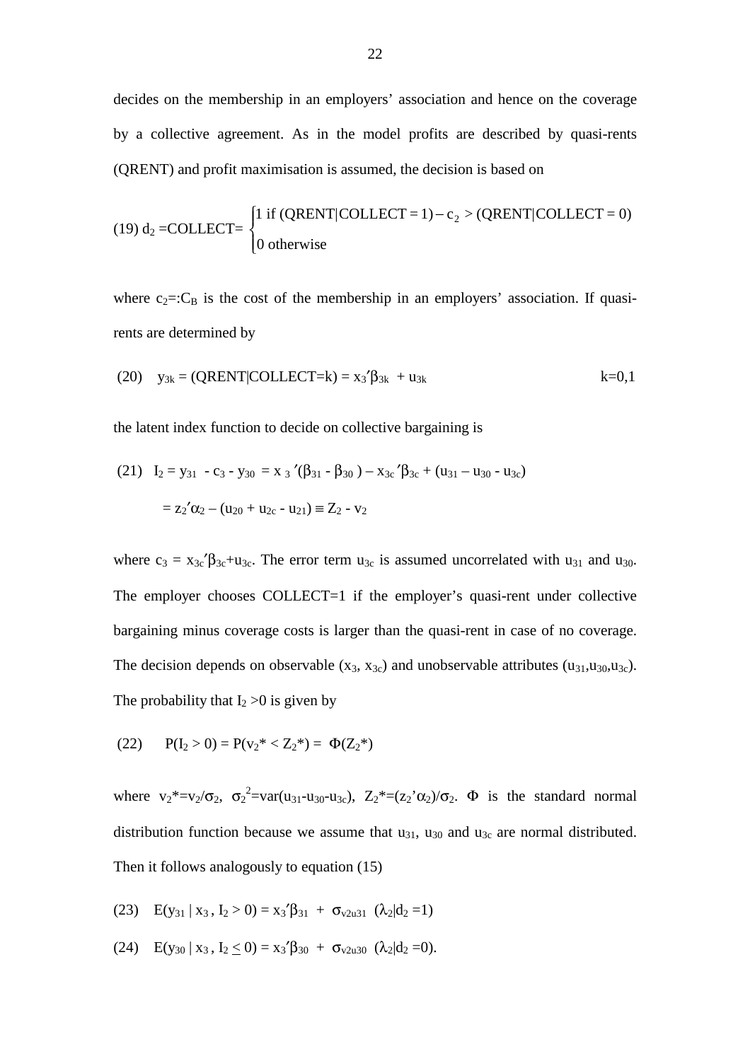decides on the membership in an employers' association and hence on the coverage by a collective agreement. As in the model profits are described by quasi-rents (QRENT) and profit maximisation is assumed, the decision is based on

$$\text{(19) } d_2 = \text{COLLECT} = \begin{cases} 1 \text{ if } (\text{QRENT}|\text{COLLECT} = 1) - c_2 > (\text{QRENT}|\text{COLLECT} = 0) \\ 0 \text{ otherwise} \end{cases}$$

where $c_2 =: C_B$ is the cost of the membership in an employers' association. If quasi-rents are determined by

$$\text{(20)} \quad y_{3k} = (\text{QRENT}|\text{COLLECT}=k) = x_3'\beta_{3k} + u_{3k} \qquad k=0,1$$

the latent index function to decide on collective bargaining is

$$\text{(21)} \quad I_2 = y_{31} - c_3 - y_{30} = x_3'(\beta_{31} - \beta_{30}) - x_{3c}'\beta_{3c} + (u_{31} - u_{30} - u_{3c})$$

$$= z_2'\alpha_2 - (u_{20} + u_{2c} - u_{21}) \equiv Z_2 - v_2$$

where $c_3 = x_{3c}'\beta_{3c} + u_{3c}$. The error term $u_{3c}$ is assumed uncorrelated with $u_{31}$ and $u_{30}$. The employer chooses COLLECT=1 if the employer's quasi-rent under collective bargaining minus coverage costs is larger than the quasi-rent in case of no coverage. The decision depends on observable ($x_3$, $x_{3c}$) and unobservable attributes ($u_{31}$,$u_{30}$,$u_{3c}$). The probability that $I_2 > 0$ is given by

$$\text{(22)} \quad P(I_2 > 0) = P(v_2^* < Z_2^*) = \Phi(Z_2^*)$$

where $v_2^* = v_2/\sigma_2$, $\sigma_2^2 = \text{var}(u_{31} - u_{30} - u_{3c})$, $Z_2^* = (z_2'\alpha_2)/\sigma_2$. $\Phi$ is the standard normal distribution function because we assume that $u_{31}$, $u_{30}$ and $u_{3c}$ are normal distributed. Then it follows analogously to equation (15)

$$\text{(23)} \quad E(y_{31} \mid x_3, I_2 > 0) = x_3'\beta_{31} + \sigma_{v2u31}\ (\lambda_2|d_2 = 1)$$

$$\text{(24)} \quad E(y_{30} \mid x_3, I_2 \leq 0) = x_3'\beta_{30} + \sigma_{v2u30}\ (\lambda_2|d_2 = 0).$$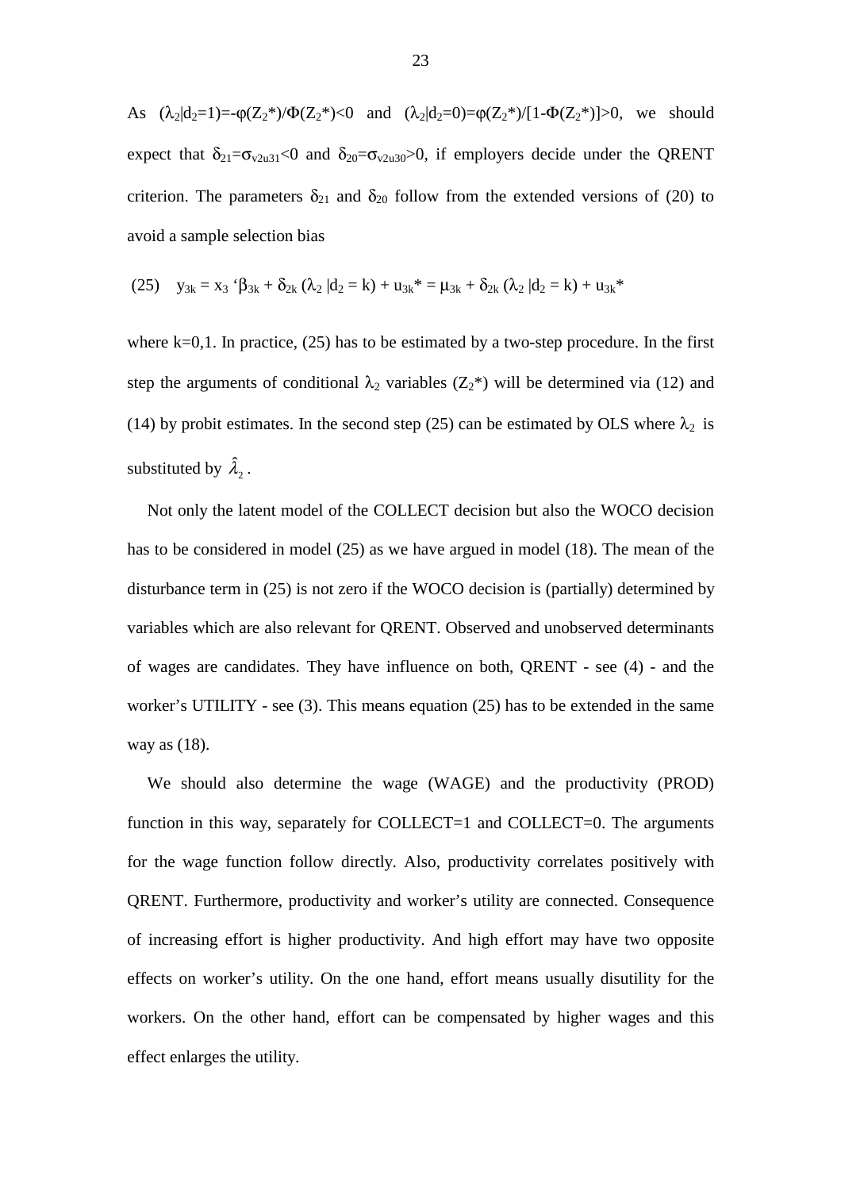As $(\lambda_2|d_2=1)=-\varphi(Z_2^*)/\Phi(Z_2^*)<0$ and $(\lambda_2|d_2=0)=\varphi(Z_2^*)/[1-\Phi(Z_2^*)]>0$, we should expect that $\delta_{21}=\sigma_{v2u31}<0$ and $\delta_{20}=\sigma_{v2u30}>0$, if employers decide under the QRENT criterion. The parameters $\delta_{21}$ and $\delta_{20}$ follow from the extended versions of (20) to avoid a sample selection bias

$$(25) \quad y_{3k} = x_3 \,'\beta_{3k} + \delta_{2k} (\lambda_2 \,|d_2 = k) + u_{3k}^* = \mu_{3k} + \delta_{2k} (\lambda_2 \,|d_2 = k) + u_{3k}^*$$

where k=0,1. In practice, (25) has to be estimated by a two-step procedure. In the first step the arguments of conditional $\lambda_2$ variables ($Z_2^*$) will be determined via (12) and (14) by probit estimates. In the second step (25) can be estimated by OLS where $\lambda_2$ is substituted by $\hat{\lambda}_2$.

Not only the latent model of the COLLECT decision but also the WOCO decision has to be considered in model (25) as we have argued in model (18). The mean of the disturbance term in (25) is not zero if the WOCO decision is (partially) determined by variables which are also relevant for QRENT. Observed and unobserved determinants of wages are candidates. They have influence on both, QRENT - see (4) - and the worker's UTILITY - see (3). This means equation (25) has to be extended in the same way as (18).

We should also determine the wage (WAGE) and the productivity (PROD) function in this way, separately for COLLECT=1 and COLLECT=0. The arguments for the wage function follow directly. Also, productivity correlates positively with QRENT. Furthermore, productivity and worker's utility are connected. Consequence of increasing effort is higher productivity. And high effort may have two opposite effects on worker's utility. On the one hand, effort means usually disutility for the workers. On the other hand, effort can be compensated by higher wages and this effect enlarges the utility.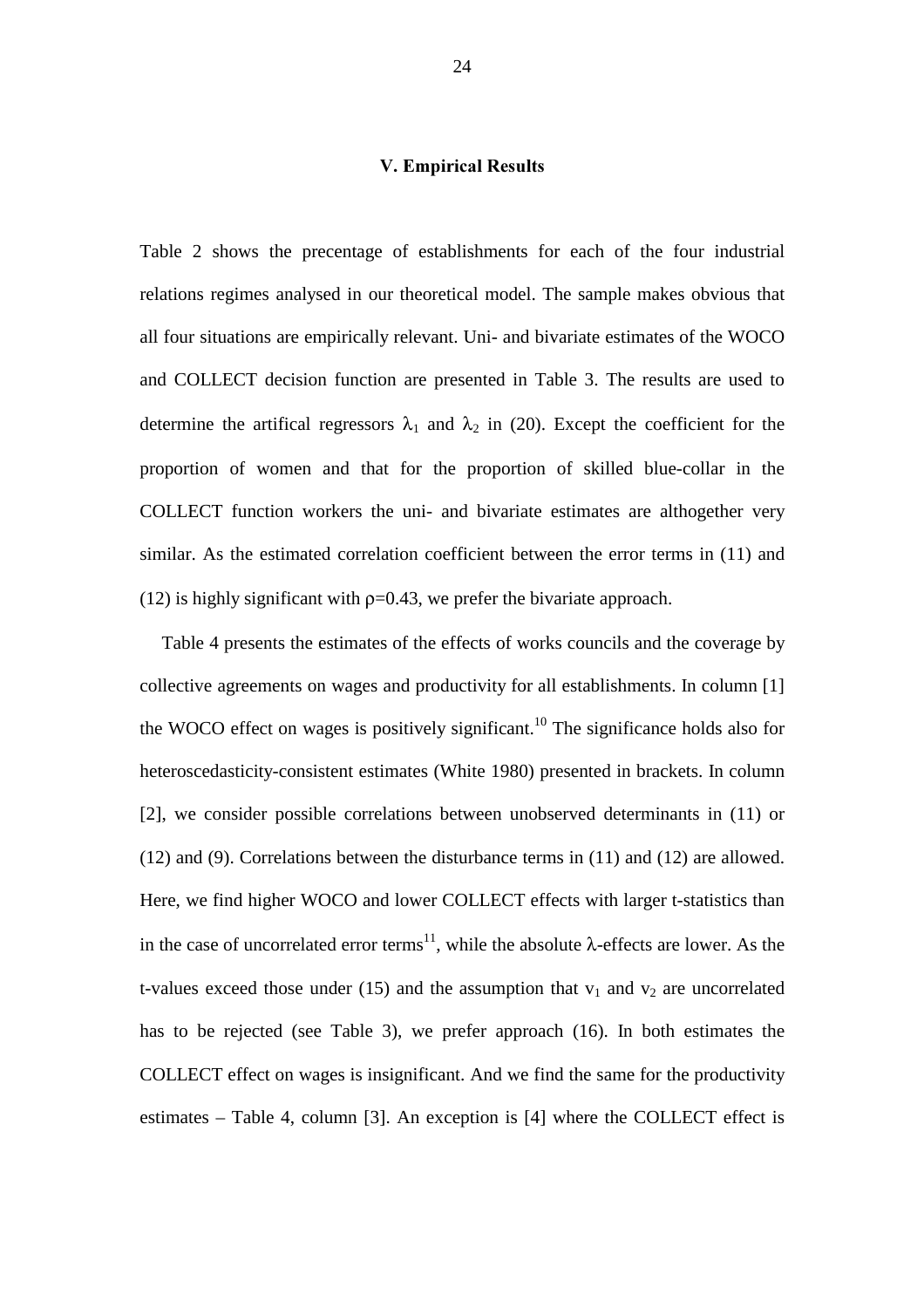### V. Empirical Results

Table 2 shows the precentage of establishments for each of the four industrial relations regimes analysed in our theoretical model. The sample makes obvious that all four situations are empirically relevant. Uni- and bivariate estimates of the WOCO and COLLECT decision function are presented in Table 3. The results are used to determine the artifical regressors $\lambda_1$ and $\lambda_2$ in (20). Except the coefficient for the proportion of women and that for the proportion of skilled blue-collar in the COLLECT function workers the uni- and bivariate estimates are althogether very similar. As the estimated correlation coefficient between the error terms in (11) and (12) is highly significant with $\rho$=0.43, we prefer the bivariate approach.

Table 4 presents the estimates of the effects of works councils and the coverage by collective agreements on wages and productivity for all establishments. In column [1] the WOCO effect on wages is positively significant.[10] The significance holds also for heteroscedasticity-consistent estimates (White 1980) presented in brackets. In column [2], we consider possible correlations between unobserved determinants in (11) or (12) and (9). Correlations between the disturbance terms in (11) and (12) are allowed. Here, we find higher WOCO and lower COLLECT effects with larger t-statistics than in the case of uncorrelated error terms[11], while the absolute $\lambda$-effects are lower. As the t-values exceed those under (15) and the assumption that $v_1$ and $v_2$ are uncorrelated has to be rejected (see Table 3), we prefer approach (16). In both estimates the COLLECT effect on wages is insignificant. And we find the same for the productivity estimates – Table 4, column [3]. An exception is [4] where the COLLECT effect is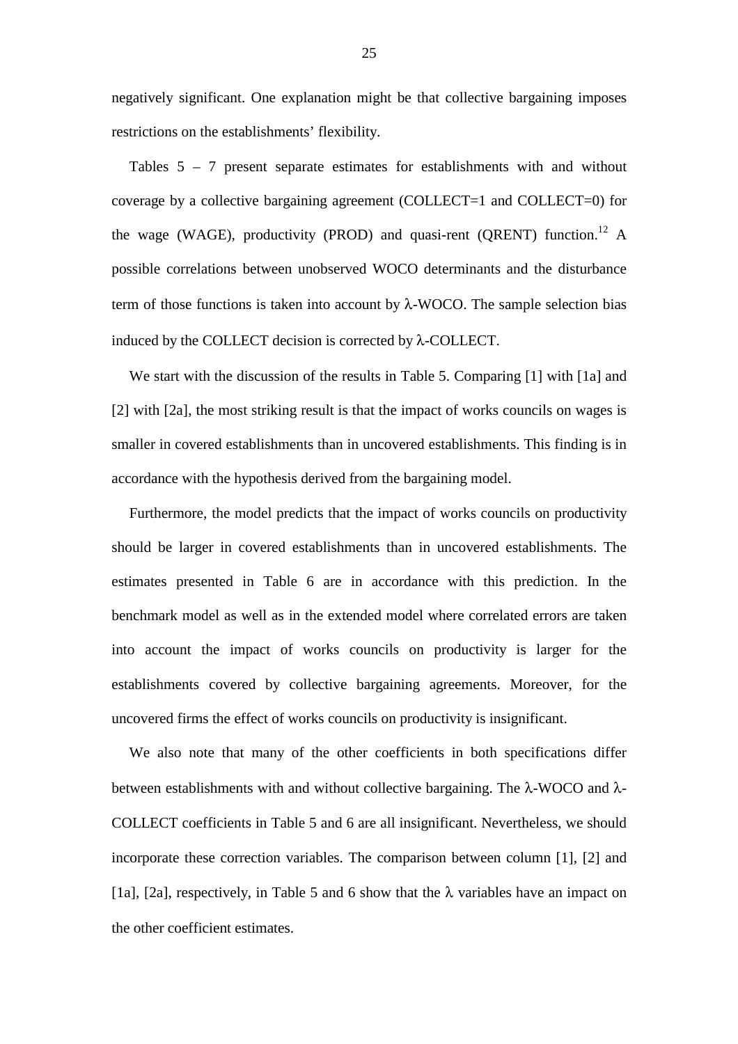negatively significant. One explanation might be that collective bargaining imposes restrictions on the establishments' flexibility.

Tables 5 – 7 present separate estimates for establishments with and without coverage by a collective bargaining agreement (COLLECT=1 and COLLECT=0) for the wage (WAGE), productivity (PROD) and quasi-rent (QRENT) function.[12] A possible correlations between unobserved WOCO determinants and the disturbance term of those functions is taken into account by λ-WOCO. The sample selection bias induced by the COLLECT decision is corrected by λ-COLLECT.

We start with the discussion of the results in Table 5. Comparing [1] with [1a] and [2] with [2a], the most striking result is that the impact of works councils on wages is smaller in covered establishments than in uncovered establishments. This finding is in accordance with the hypothesis derived from the bargaining model.

Furthermore, the model predicts that the impact of works councils on productivity should be larger in covered establishments than in uncovered establishments. The estimates presented in Table 6 are in accordance with this prediction. In the benchmark model as well as in the extended model where correlated errors are taken into account the impact of works councils on productivity is larger for the establishments covered by collective bargaining agreements. Moreover, for the uncovered firms the effect of works councils on productivity is insignificant.

We also note that many of the other coefficients in both specifications differ between establishments with and without collective bargaining. The λ-WOCO and λ-COLLECT coefficients in Table 5 and 6 are all insignificant. Nevertheless, we should incorporate these correction variables. The comparison between column [1], [2] and [1a], [2a], respectively, in Table 5 and 6 show that the λ variables have an impact on the other coefficient estimates.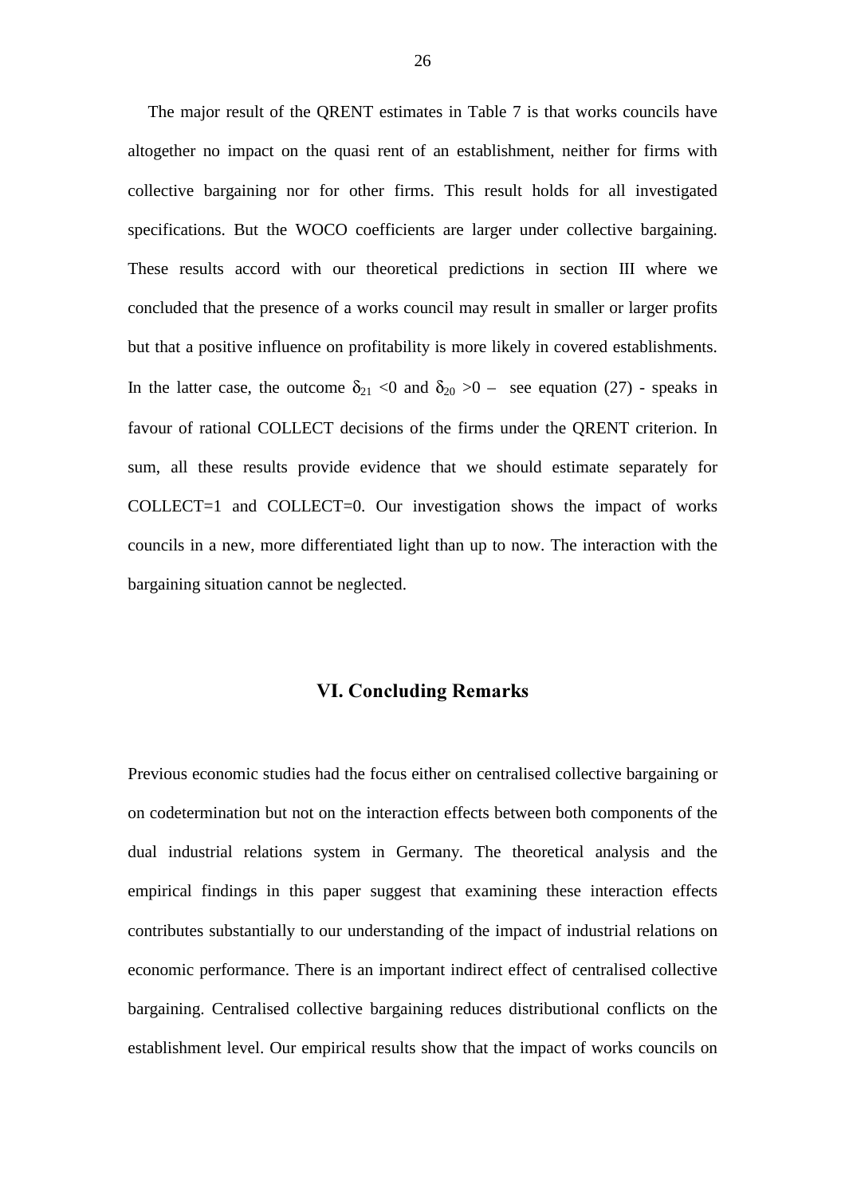The major result of the QRENT estimates in Table 7 is that works councils have altogether no impact on the quasi rent of an establishment, neither for firms with collective bargaining nor for other firms. This result holds for all investigated specifications. But the WOCO coefficients are larger under collective bargaining. These results accord with our theoretical predictions in section III where we concluded that the presence of a works council may result in smaller or larger profits but that a positive influence on profitability is more likely in covered establishments. In the latter case, the outcome $\delta_{21} < 0$ and $\delta_{20} > 0$ – see equation (27) - speaks in favour of rational COLLECT decisions of the firms under the QRENT criterion. In sum, all these results provide evidence that we should estimate separately for COLLECT=1 and COLLECT=0. Our investigation shows the impact of works councils in a new, more differentiated light than up to now. The interaction with the bargaining situation cannot be neglected.

## VI. Concluding Remarks

Previous economic studies had the focus either on centralised collective bargaining or on codetermination but not on the interaction effects between both components of the dual industrial relations system in Germany. The theoretical analysis and the empirical findings in this paper suggest that examining these interaction effects contributes substantially to our understanding of the impact of industrial relations on economic performance. There is an important indirect effect of centralised collective bargaining. Centralised collective bargaining reduces distributional conflicts on the establishment level. Our empirical results show that the impact of works councils on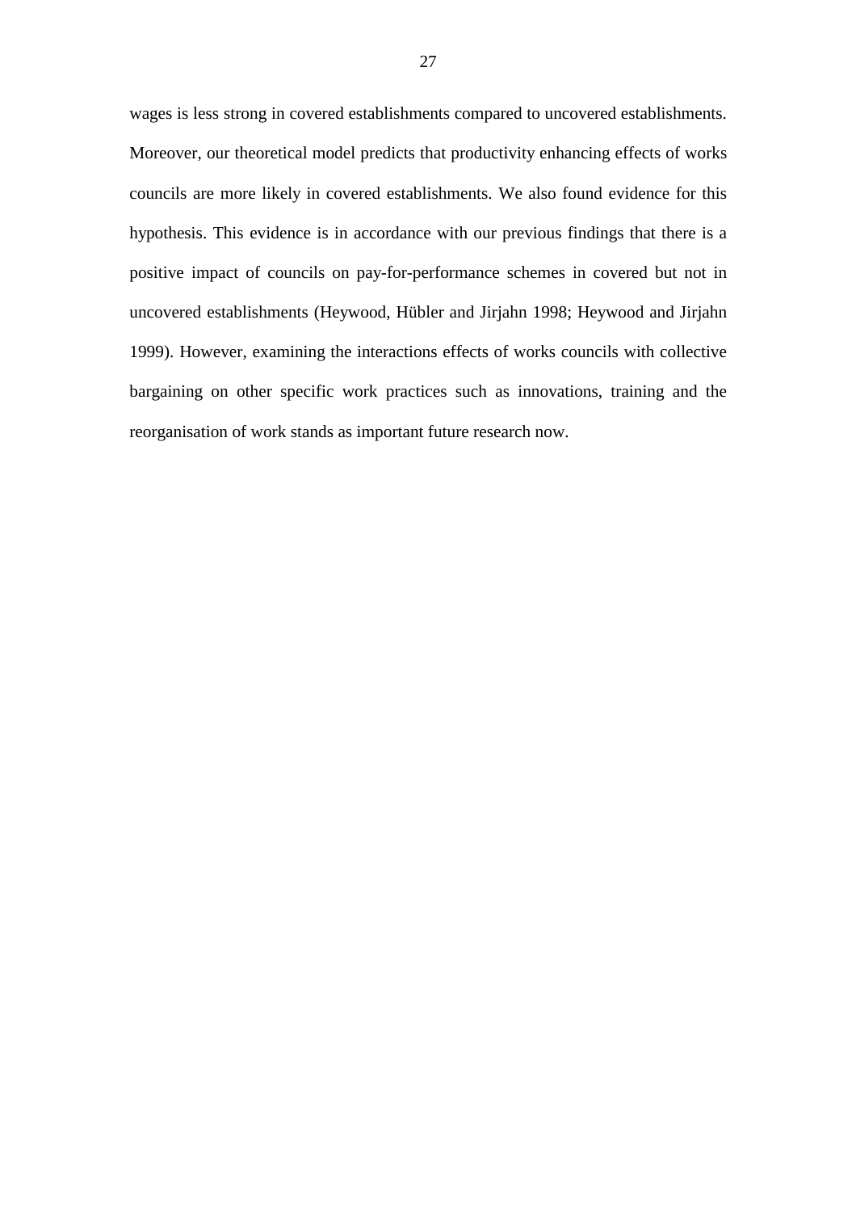wages is less strong in covered establishments compared to uncovered establishments. Moreover, our theoretical model predicts that productivity enhancing effects of works councils are more likely in covered establishments. We also found evidence for this hypothesis. This evidence is in accordance with our previous findings that there is a positive impact of councils on pay-for-performance schemes in covered but not in uncovered establishments (Heywood, Hübler and Jirjahn 1998; Heywood and Jirjahn 1999). However, examining the interactions effects of works councils with collective bargaining on other specific work practices such as innovations, training and the reorganisation of work stands as important future research now.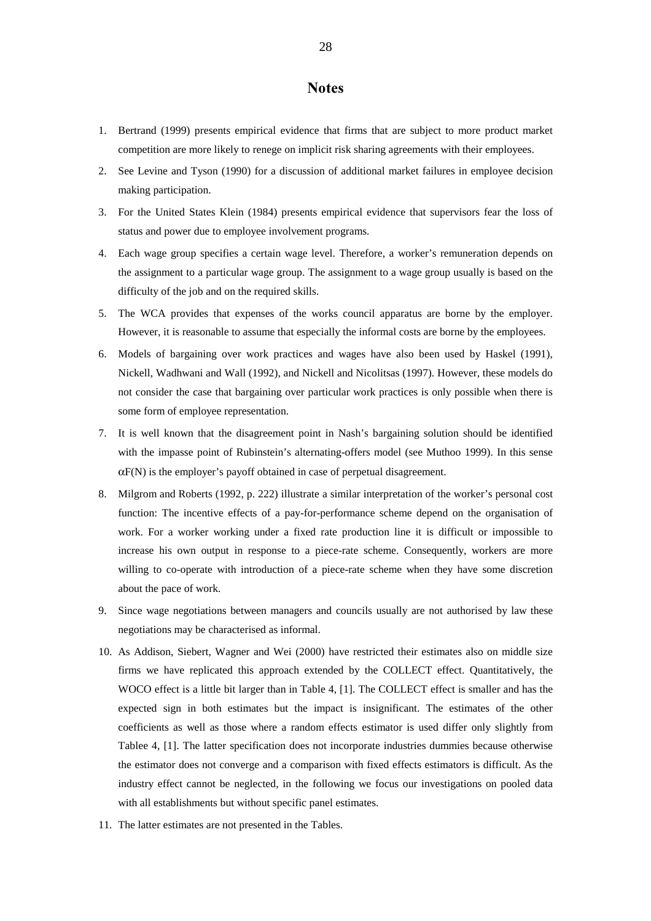# Notes

1. Bertrand (1999) presents empirical evidence that firms that are subject to more product market competition are more likely to renege on implicit risk sharing agreements with their employees.
2. See Levine and Tyson (1990) for a discussion of additional market failures in employee decision making participation.
3. For the United States Klein (1984) presents empirical evidence that supervisors fear the loss of status and power due to employee involvement programs.
4. Each wage group specifies a certain wage level. Therefore, a worker's remuneration depends on the assignment to a particular wage group. The assignment to a wage group usually is based on the difficulty of the job and on the required skills.
5. The WCA provides that expenses of the works council apparatus are borne by the employer. However, it is reasonable to assume that especially the informal costs are borne by the employees.
6. Models of bargaining over work practices and wages have also been used by Haskel (1991), Nickell, Wadhwani and Wall (1992), and Nickell and Nicolitsas (1997). However, these models do not consider the case that bargaining over particular work practices is only possible when there is some form of employee representation.
7. It is well known that the disagreement point in Nash's bargaining solution should be identified with the impasse point of Rubinstein's alternating-offers model (see Muthoo 1999). In this sense $\alpha F(N)$ is the employer's payoff obtained in case of perpetual disagreement.
8. Milgrom and Roberts (1992, p. 222) illustrate a similar interpretation of the worker's personal cost function: The incentive effects of a pay-for-performance scheme depend on the organisation of work. For a worker working under a fixed rate production line it is difficult or impossible to increase his own output in response to a piece-rate scheme. Consequently, workers are more willing to co-operate with introduction of a piece-rate scheme when they have some discretion about the pace of work.
9. Since wage negotiations between managers and councils usually are not authorised by law these negotiations may be characterised as informal.
10. As Addison, Siebert, Wagner and Wei (2000) have restricted their estimates also on middle size firms we have replicated this approach extended by the COLLECT effect. Quantitatively, the WOCO effect is a little bit larger than in Table 4, [1]. The COLLECT effect is smaller and has the expected sign in both estimates but the impact is insignificant. The estimates of the other coefficients as well as those where a random effects estimator is used differ only slightly from Tablee 4, [1]. The latter specification does not incorporate industries dummies because otherwise the estimator does not converge and a comparison with fixed effects estimators is difficult. As the industry effect cannot be neglected, in the following we focus our investigations on pooled data with all establishments but without specific panel estimates.
11. The latter estimates are not presented in the Tables.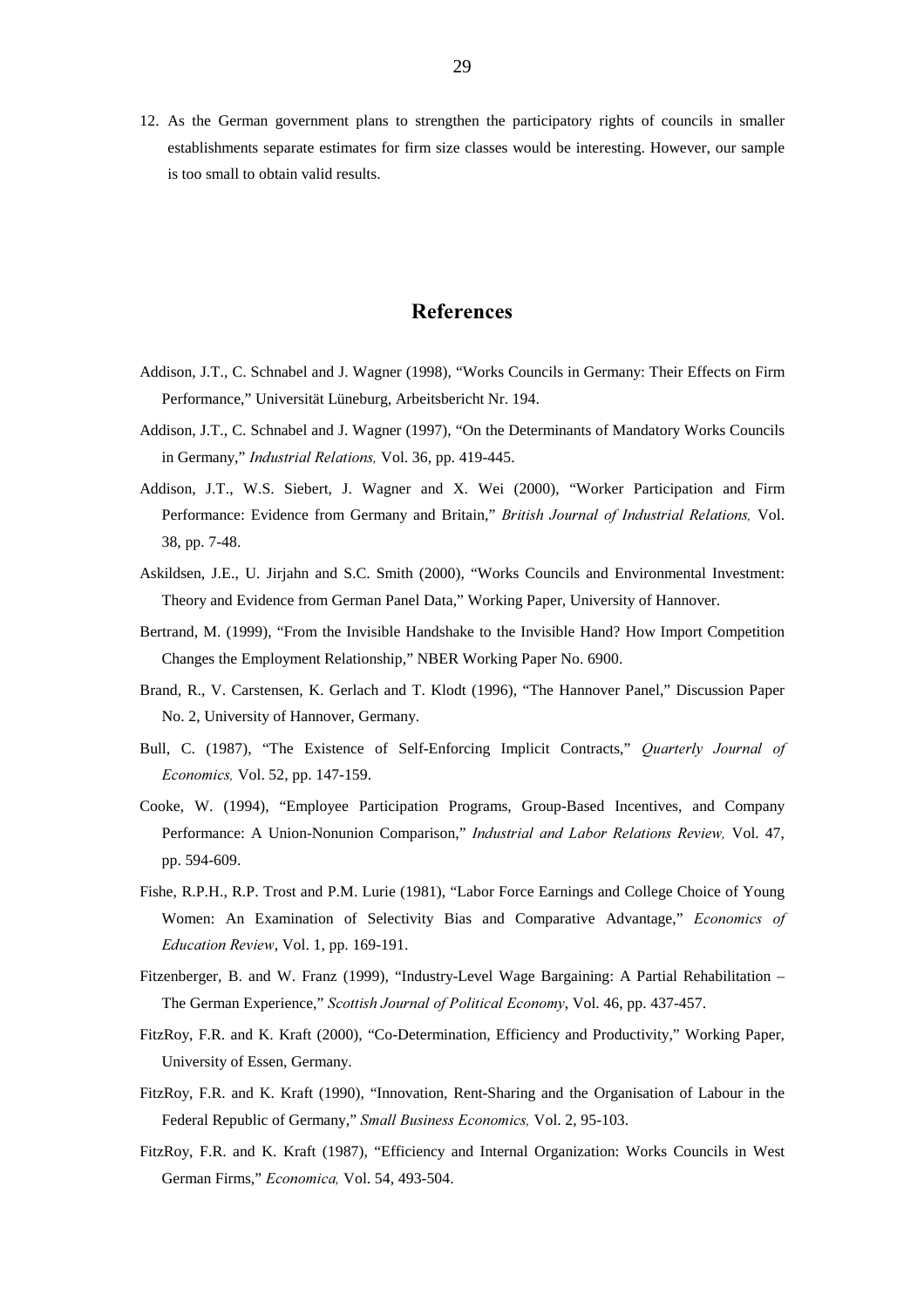12. As the German government plans to strengthen the participatory rights of councils in smaller establishments separate estimates for firm size classes would be interesting. However, our sample is too small to obtain valid results.

## References

Addison, J.T., C. Schnabel and J. Wagner (1998), "Works Councils in Germany: Their Effects on Firm Performance," Universität Lüneburg, Arbeitsbericht Nr. 194.

Addison, J.T., C. Schnabel and J. Wagner (1997), "On the Determinants of Mandatory Works Councils in Germany," *Industrial Relations,* Vol. 36, pp. 419-445.

Addison, J.T., W.S. Siebert, J. Wagner and X. Wei (2000), "Worker Participation and Firm Performance: Evidence from Germany and Britain," *British Journal of Industrial Relations,* Vol. 38, pp. 7-48.

Askildsen, J.E., U. Jirjahn and S.C. Smith (2000), "Works Councils and Environmental Investment: Theory and Evidence from German Panel Data," Working Paper, University of Hannover.

Bertrand, M. (1999), "From the Invisible Handshake to the Invisible Hand? How Import Competition Changes the Employment Relationship," NBER Working Paper No. 6900.

Brand, R., V. Carstensen, K. Gerlach and T. Klodt (1996), "The Hannover Panel," Discussion Paper No. 2, University of Hannover, Germany.

Bull, C. (1987), "The Existence of Self-Enforcing Implicit Contracts," *Quarterly Journal of Economics,* Vol. 52, pp. 147-159.

Cooke, W. (1994), "Employee Participation Programs, Group-Based Incentives, and Company Performance: A Union-Nonunion Comparison," *Industrial and Labor Relations Review,* Vol. 47, pp. 594-609.

Fishe, R.P.H., R.P. Trost and P.M. Lurie (1981), "Labor Force Earnings and College Choice of Young Women: An Examination of Selectivity Bias and Comparative Advantage," *Economics of Education Review*, Vol. 1, pp. 169-191.

Fitzenberger, B. and W. Franz (1999), "Industry-Level Wage Bargaining: A Partial Rehabilitation – The German Experience," *Scottish Journal of Political Economy*, Vol. 46, pp. 437-457.

FitzRoy, F.R. and K. Kraft (2000), "Co-Determination, Efficiency and Productivity," Working Paper, University of Essen, Germany.

FitzRoy, F.R. and K. Kraft (1990), "Innovation, Rent-Sharing and the Organisation of Labour in the Federal Republic of Germany," *Small Business Economics,* Vol. 2, 95-103.

FitzRoy, F.R. and K. Kraft (1987), "Efficiency and Internal Organization: Works Councils in West German Firms," *Economica,* Vol. 54, 493-504.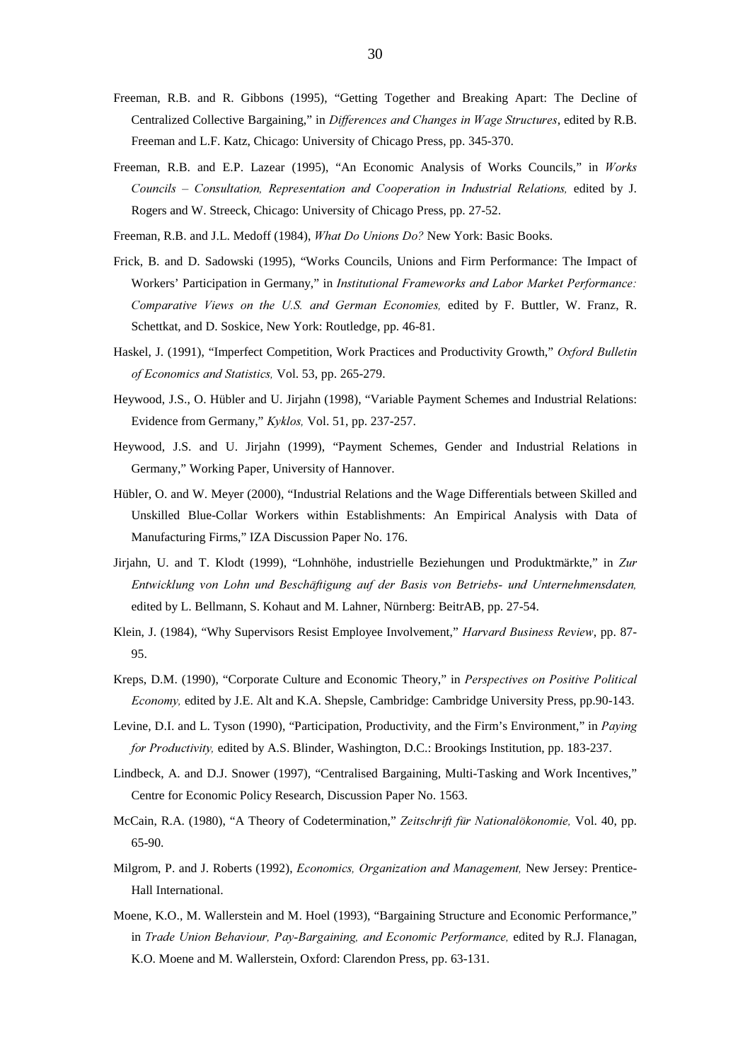Freeman, R.B. and R. Gibbons (1995), "Getting Together and Breaking Apart: The Decline of Centralized Collective Bargaining," in *Differences and Changes in Wage Structures*, edited by R.B. Freeman and L.F. Katz, Chicago: University of Chicago Press, pp. 345-370.

Freeman, R.B. and E.P. Lazear (1995), "An Economic Analysis of Works Councils," in *Works Councils – Consultation, Representation and Cooperation in Industrial Relations,* edited by J. Rogers and W. Streeck, Chicago: University of Chicago Press, pp. 27-52.

Freeman, R.B. and J.L. Medoff (1984), *What Do Unions Do?* New York: Basic Books.

Frick, B. and D. Sadowski (1995), "Works Councils, Unions and Firm Performance: The Impact of Workers' Participation in Germany," in *Institutional Frameworks and Labor Market Performance: Comparative Views on the U.S. and German Economies,* edited by F. Buttler, W. Franz, R. Schettkat, and D. Soskice, New York: Routledge, pp. 46-81.

Haskel, J. (1991), "Imperfect Competition, Work Practices and Productivity Growth," *Oxford Bulletin of Economics and Statistics,* Vol. 53, pp. 265-279.

Heywood, J.S., O. Hübler and U. Jirjahn (1998), "Variable Payment Schemes and Industrial Relations: Evidence from Germany," *Kyklos,* Vol. 51, pp. 237-257.

Heywood, J.S. and U. Jirjahn (1999), "Payment Schemes, Gender and Industrial Relations in Germany," Working Paper, University of Hannover.

Hübler, O. and W. Meyer (2000), "Industrial Relations and the Wage Differentials between Skilled and Unskilled Blue-Collar Workers within Establishments: An Empirical Analysis with Data of Manufacturing Firms," IZA Discussion Paper No. 176.

Jirjahn, U. and T. Klodt (1999), "Lohnhöhe, industrielle Beziehungen und Produktmärkte," in *Zur Entwicklung von Lohn und Beschäftigung auf der Basis von Betriebs- und Unternehmensdaten,* edited by L. Bellmann, S. Kohaut and M. Lahner, Nürnberg: BeitrAB, pp. 27-54.

Klein, J. (1984), "Why Supervisors Resist Employee Involvement," *Harvard Business Review*, pp. 87-95.

Kreps, D.M. (1990), "Corporate Culture and Economic Theory," in *Perspectives on Positive Political Economy,* edited by J.E. Alt and K.A. Shepsle, Cambridge: Cambridge University Press, pp.90-143.

Levine, D.I. and L. Tyson (1990), "Participation, Productivity, and the Firm's Environment," in *Paying for Productivity,* edited by A.S. Blinder, Washington, D.C.: Brookings Institution, pp. 183-237.

Lindbeck, A. and D.J. Snower (1997), "Centralised Bargaining, Multi-Tasking and Work Incentives," Centre for Economic Policy Research, Discussion Paper No. 1563.

McCain, R.A. (1980), "A Theory of Codetermination," *Zeitschrift für Nationalökonomie,* Vol. 40, pp. 65-90.

Milgrom, P. and J. Roberts (1992), *Economics, Organization and Management,* New Jersey: Prentice-Hall International.

Moene, K.O., M. Wallerstein and M. Hoel (1993), "Bargaining Structure and Economic Performance," in *Trade Union Behaviour, Pay-Bargaining, and Economic Performance,* edited by R.J. Flanagan, K.O. Moene and M. Wallerstein, Oxford: Clarendon Press, pp. 63-131.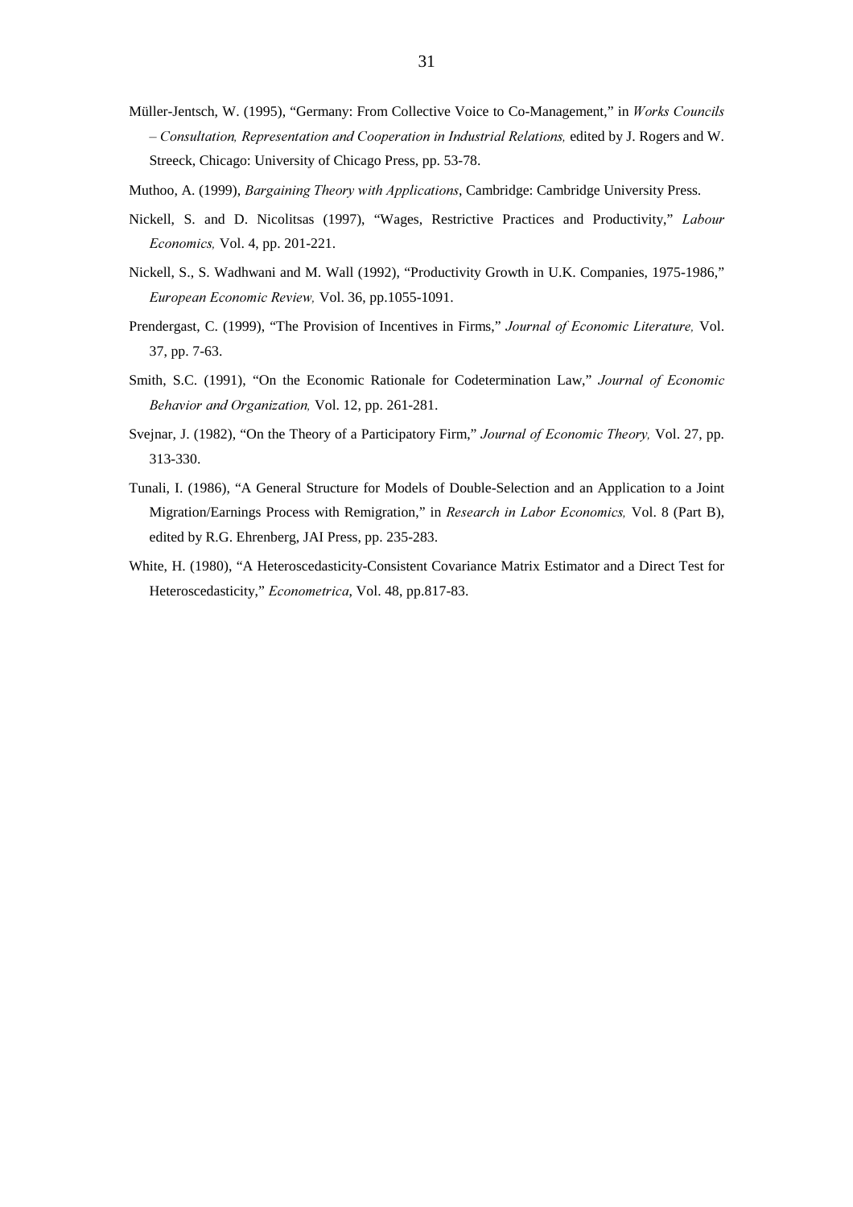Müller-Jentsch, W. (1995), "Germany: From Collective Voice to Co-Management," in *Works Councils – Consultation, Representation and Cooperation in Industrial Relations,* edited by J. Rogers and W. Streeck, Chicago: University of Chicago Press, pp. 53-78.

Muthoo, A. (1999), *Bargaining Theory with Applications*, Cambridge: Cambridge University Press.

Nickell, S. and D. Nicolitsas (1997), "Wages, Restrictive Practices and Productivity," *Labour Economics,* Vol. 4, pp. 201-221.

Nickell, S., S. Wadhwani and M. Wall (1992), "Productivity Growth in U.K. Companies, 1975-1986," *European Economic Review,* Vol. 36, pp.1055-1091.

Prendergast, C. (1999), "The Provision of Incentives in Firms," *Journal of Economic Literature,* Vol. 37, pp. 7-63.

Smith, S.C. (1991), "On the Economic Rationale for Codetermination Law," *Journal of Economic Behavior and Organization,* Vol. 12, pp. 261-281.

Svejnar, J. (1982), "On the Theory of a Participatory Firm," *Journal of Economic Theory,* Vol. 27, pp. 313-330.

Tunali, I. (1986), "A General Structure for Models of Double-Selection and an Application to a Joint Migration/Earnings Process with Remigration," in *Research in Labor Economics,* Vol. 8 (Part B), edited by R.G. Ehrenberg, JAI Press, pp. 235-283.

White, H. (1980), "A Heteroscedasticity-Consistent Covariance Matrix Estimator and a Direct Test for Heteroscedasticity," *Econometrica*, Vol. 48, pp.817-83.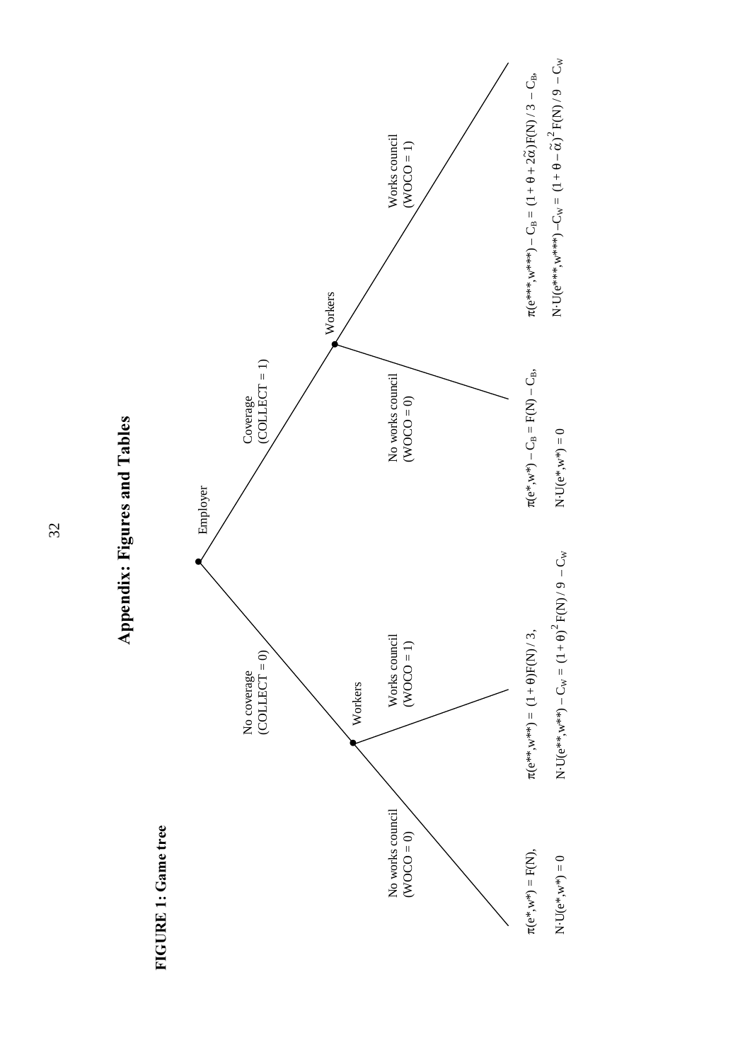# Appendix: Figures and Tables

**FIGURE 1: Game tree**

Employer

- Coverage (COLLECT = 1) → Workers
  - No works council (WOCO = 0): $\pi(e^*,w^*) - C_B = F(N) - C_B$, $N \cdot U(e^*,w^*) = 0$
  - Works council (WOCO = 1): $\pi(e^{***},w^{***}) - C_B = (1+\theta+2\tilde{\alpha})F(N)/3 - C_B$, $N \cdot U(e^{***},w^{***}) - C_W = (1+\theta-\tilde{\alpha})^2 F(N)/9 - C_W$
- No coverage (COLLECT = 0) → Workers
  - No works council (WOCO = 0): $\pi(e^*,w^*) = F(N)$, $N \cdot U(e^*,w^*) = 0$
  - Works council (WOCO = 1): $\pi(e^{**},w^{**}) = (1+\theta)F(N)/3$, $N \cdot U(e^{**},w^{**}) - C_W = (1+\theta)^2 F(N)/9 - C_W$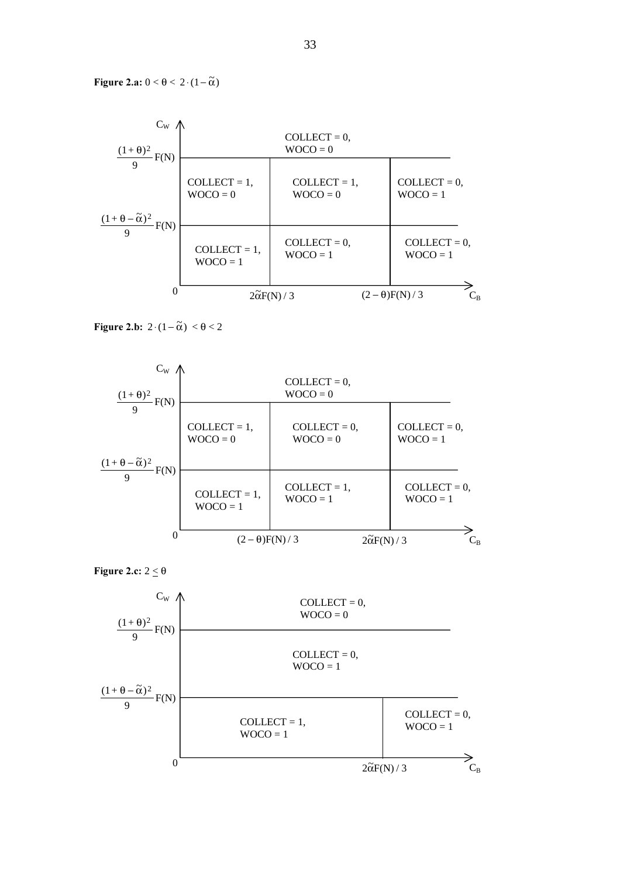**Figure 2.a:** $0 < \theta < 2 \cdot (1 - \tilde{\alpha})$

| $C_W$ \ $C_B$ | $0$ to $2\tilde{\alpha}F(N)/3$ | $2\tilde{\alpha}F(N)/3$ to $(2-\theta)F(N)/3$ | above $(2-\theta)F(N)/3$ |
|---|---|---|---|
| above $\frac{(1+\theta)^2}{9}F(N)$ | COLLECT = 0, WOCO = 0 | COLLECT = 0, WOCO = 0 | COLLECT = 0, WOCO = 0 |
| $\frac{(1+\theta-\tilde{\alpha})^2}{9}F(N)$ to $\frac{(1+\theta)^2}{9}F(N)$ | COLLECT = 1, WOCO = 0 | COLLECT = 1, WOCO = 0 | COLLECT = 0, WOCO = 1 |
| $0$ to $\frac{(1+\theta-\tilde{\alpha})^2}{9}F(N)$ | COLLECT = 1, WOCO = 1 | COLLECT = 0, WOCO = 1 | COLLECT = 0, WOCO = 1 |

**Figure 2.b:** $2 \cdot (1 - \tilde{\alpha}) < \theta < 2$

| $C_W$ \ $C_B$ | $0$ to $(2-\theta)F(N)/3$ | $(2-\theta)F(N)/3$ to $2\tilde{\alpha}F(N)/3$ | above $2\tilde{\alpha}F(N)/3$ |
|---|---|---|---|
| above $\frac{(1+\theta)^2}{9}F(N)$ | COLLECT = 0, WOCO = 0 | COLLECT = 0, WOCO = 0 | COLLECT = 0, WOCO = 0 |
| $\frac{(1+\theta-\tilde{\alpha})^2}{9}F(N)$ to $\frac{(1+\theta)^2}{9}F(N)$ | COLLECT = 1, WOCO = 0 | COLLECT = 0, WOCO = 0 | COLLECT = 0, WOCO = 1 |
| $0$ to $\frac{(1+\theta-\tilde{\alpha})^2}{9}F(N)$ | COLLECT = 1, WOCO = 1 | COLLECT = 1, WOCO = 1 | COLLECT = 0, WOCO = 1 |

**Figure 2.c:** $2 \leq \theta$

| $C_W$ \ $C_B$ | $0$ to $2\tilde{\alpha}F(N)/3$ | above $2\tilde{\alpha}F(N)/3$ |
|---|---|---|
| above $\frac{(1+\theta)^2}{9}F(N)$ | COLLECT = 0, WOCO = 0 | COLLECT = 0, WOCO = 0 |
| $\frac{(1+\theta-\tilde{\alpha})^2}{9}F(N)$ to $\frac{(1+\theta)^2}{9}F(N)$ | COLLECT = 0, WOCO = 1 | COLLECT = 0, WOCO = 1 |
| $0$ to $\frac{(1+\theta-\tilde{\alpha})^2}{9}F(N)$ | COLLECT = 1, WOCO = 1 | COLLECT = 0, WOCO = 1 |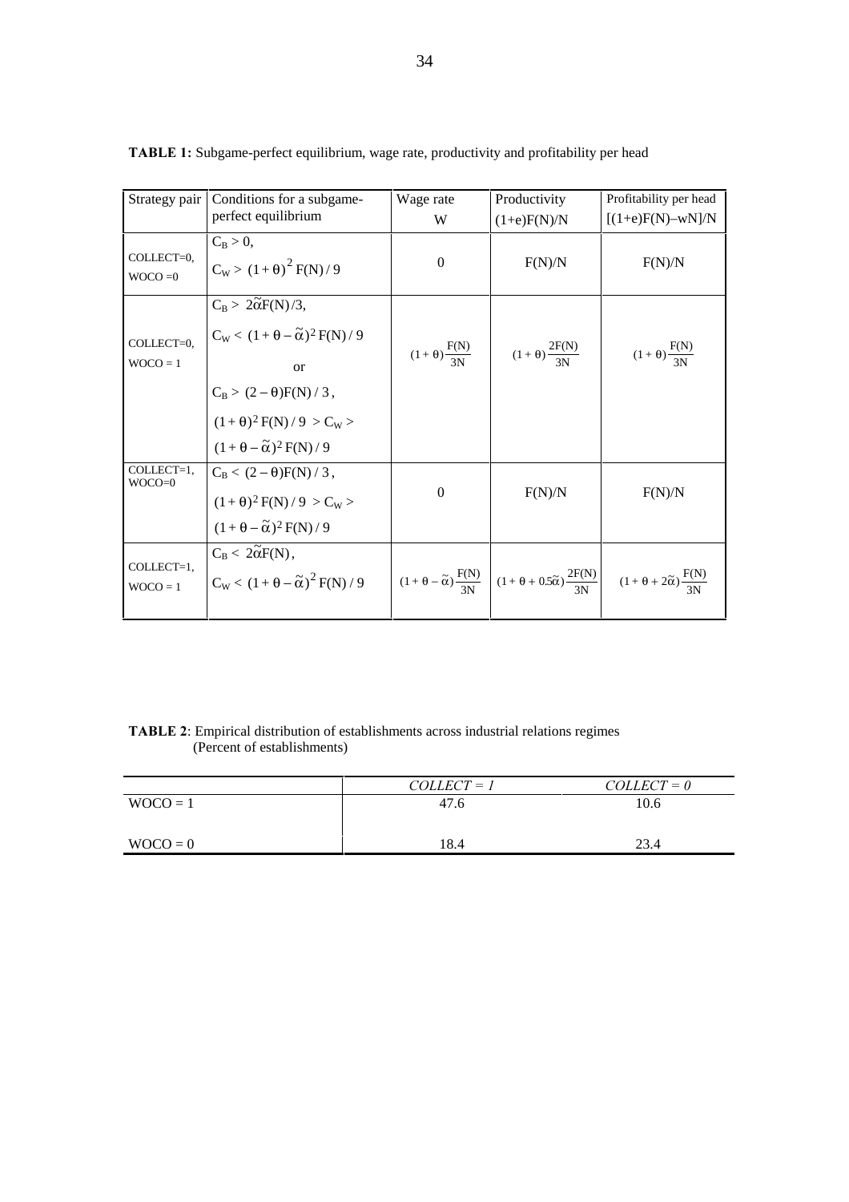**TABLE 1:** Subgame-perfect equilibrium, wage rate, productivity and profitability per head

| Strategy pair | Conditions for a subgame-perfect equilibrium | Wage rate W | Productivity $(1+e)F(N)/N$ | Profitability per head $[(1+e)F(N)-wN]/N$ |
|---|---|---|---|---|
| COLLECT=0, WOCO =0 | $C_B > 0$, $C_W > (1+\theta)^2 F(N)/9$ | 0 | F(N)/N | F(N)/N |
| COLLECT=0, WOCO = 1 | $C_B > 2\tilde{\alpha}F(N)/3$, $C_W < (1+\theta-\tilde{\alpha})^2 F(N)/9$ or $C_B > (2-\theta)F(N)/3$, $(1+\theta)^2 F(N)/9 > C_W > (1+\theta-\tilde{\alpha})^2 F(N)/9$ | $(1+\theta)\frac{F(N)}{3N}$ | $(1+\theta)\frac{2F(N)}{3N}$ | $(1+\theta)\frac{F(N)}{3N}$ |
| COLLECT=1, WOCO=0 | $C_B < (2-\theta)F(N)/3$, $(1+\theta)^2 F(N)/9 > C_W > (1+\theta-\tilde{\alpha})^2 F(N)/9$ | 0 | F(N)/N | F(N)/N |
| COLLECT=1, WOCO = 1 | $C_B < 2\tilde{\alpha}F(N)$, $C_W < (1+\theta-\tilde{\alpha})^2 F(N)/9$ | $(1+\theta-\tilde{\alpha})\frac{F(N)}{3N}$ | $(1+\theta+0.5\tilde{\alpha})\frac{2F(N)}{3N}$ | $(1+\theta+2\tilde{\alpha})\frac{F(N)}{3N}$ |

**TABLE 2**: Empirical distribution of establishments across industrial relations regimes
(Percent of establishments)

| | *COLLECT = 1* | *COLLECT = 0* |
|---|---|---|
| WOCO = 1 | 47.6 | 10.6 |
| WOCO = 0 | 18.4 | 23.4 |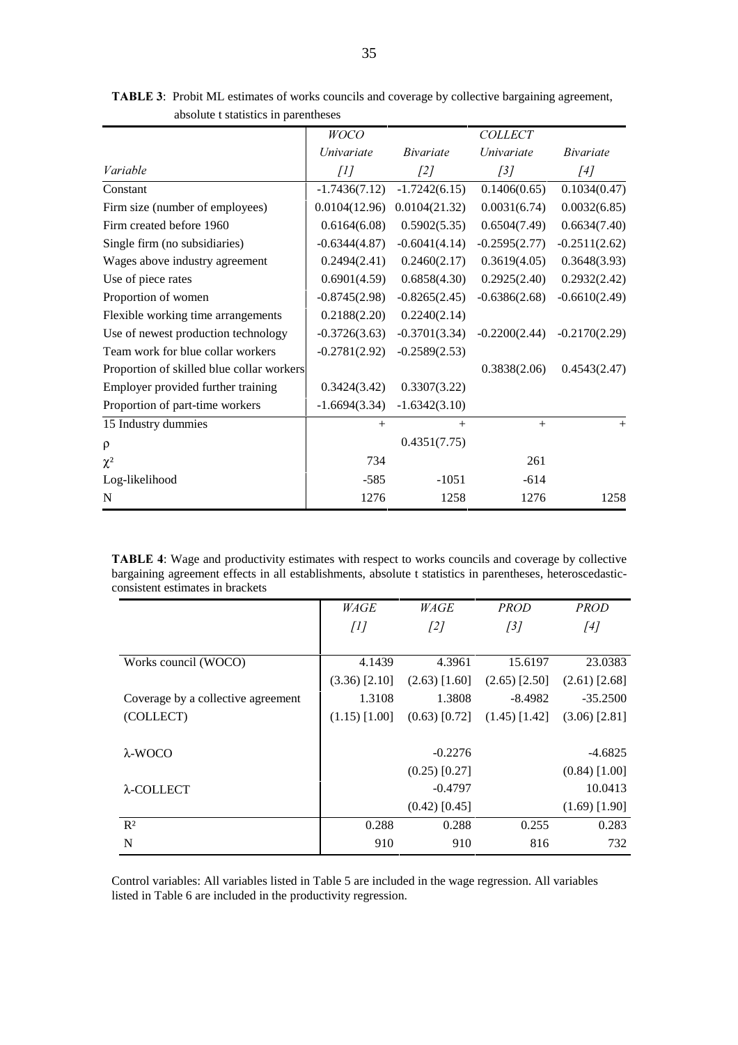**TABLE 3**: Probit ML estimates of works councils and coverage by collective bargaining agreement, absolute t statistics in parentheses

| | *WOCO* | | *COLLECT* | |
|---|---|---|---|---|
| | *Univariate* | *Bivariate* | *Univariate* | *Bivariate* |
| *Variable* | *[1]* | *[2]* | *[3]* | *[4]* |
| Constant | -1.7436(7.12) | -1.7242(6.15) | 0.1406(0.65) | 0.1034(0.47) |
| Firm size (number of employees) | 0.0104(12.96) | 0.0104(21.32) | 0.0031(6.74) | 0.0032(6.85) |
| Firm created before 1960 | 0.6164(6.08) | 0.5902(5.35) | 0.6504(7.49) | 0.6634(7.40) |
| Single firm (no subsidiaries) | -0.6344(4.87) | -0.6041(4.14) | -0.2595(2.77) | -0.2511(2.62) |
| Wages above industry agreement | 0.2494(2.41) | 0.2460(2.17) | 0.3619(4.05) | 0.3648(3.93) |
| Use of piece rates | 0.6901(4.59) | 0.6858(4.30) | 0.2925(2.40) | 0.2932(2.42) |
| Proportion of women | -0.8745(2.98) | -0.8265(2.45) | -0.6386(2.68) | -0.6610(2.49) |
| Flexible working time arrangements | 0.2188(2.20) | 0.2240(2.14) | | |
| Use of newest production technology | -0.3726(3.63) | -0.3701(3.34) | -0.2200(2.44) | -0.2170(2.29) |
| Team work for blue collar workers | -0.2781(2.92) | -0.2589(2.53) | | |
| Proportion of skilled blue collar workers | | | 0.3838(2.06) | 0.4543(2.47) |
| Employer provided further training | 0.3424(3.42) | 0.3307(3.22) | | |
| Proportion of part-time workers | -1.6694(3.34) | -1.6342(3.10) | | |
| 15 Industry dummies | + | + | + | + |
| $\rho$ | | 0.4351(7.75) | | |
| $\chi^2$ | 734 | | 261 | |
| Log-likelihood | -585 | -1051 | -614 | |
| N | 1276 | 1258 | 1276 | 1258 |

**TABLE 4**: Wage and productivity estimates with respect to works councils and coverage by collective bargaining agreement effects in all establishments, absolute t statistics in parentheses, heteroscedastic-consistent estimates in brackets

| | *WAGE* | *WAGE* | *PROD* | *PROD* |
|---|---|---|---|---|
| | *[1]* | *[2]* | *[3]* | *[4]* |
| Works council (WOCO) | 4.1439 | 4.3961 | 15.6197 | 23.0383 |
| | (3.36) [2.10] | (2.63) [1.60] | (2.65) [2.50] | (2.61) [2.68] |
| Coverage by a collective agreement | 1.3108 | 1.3808 | -8.4982 | -35.2500 |
| (COLLECT) | (1.15) [1.00] | (0.63) [0.72] | (1.45) [1.42] | (3.06) [2.81] |
| $\lambda$-WOCO | | -0.2276 | | -4.6825 |
| | | (0.25) [0.27] | | (0.84) [1.00] |
| $\lambda$-COLLECT | | -0.4797 | | 10.0413 |
| | | (0.42) [0.45] | | (1.69) [1.90] |
| $R^2$ | 0.288 | 0.288 | 0.255 | 0.283 |
| N | 910 | 910 | 816 | 732 |

Control variables: All variables listed in Table 5 are included in the wage regression. All variables listed in Table 6 are included in the productivity regression.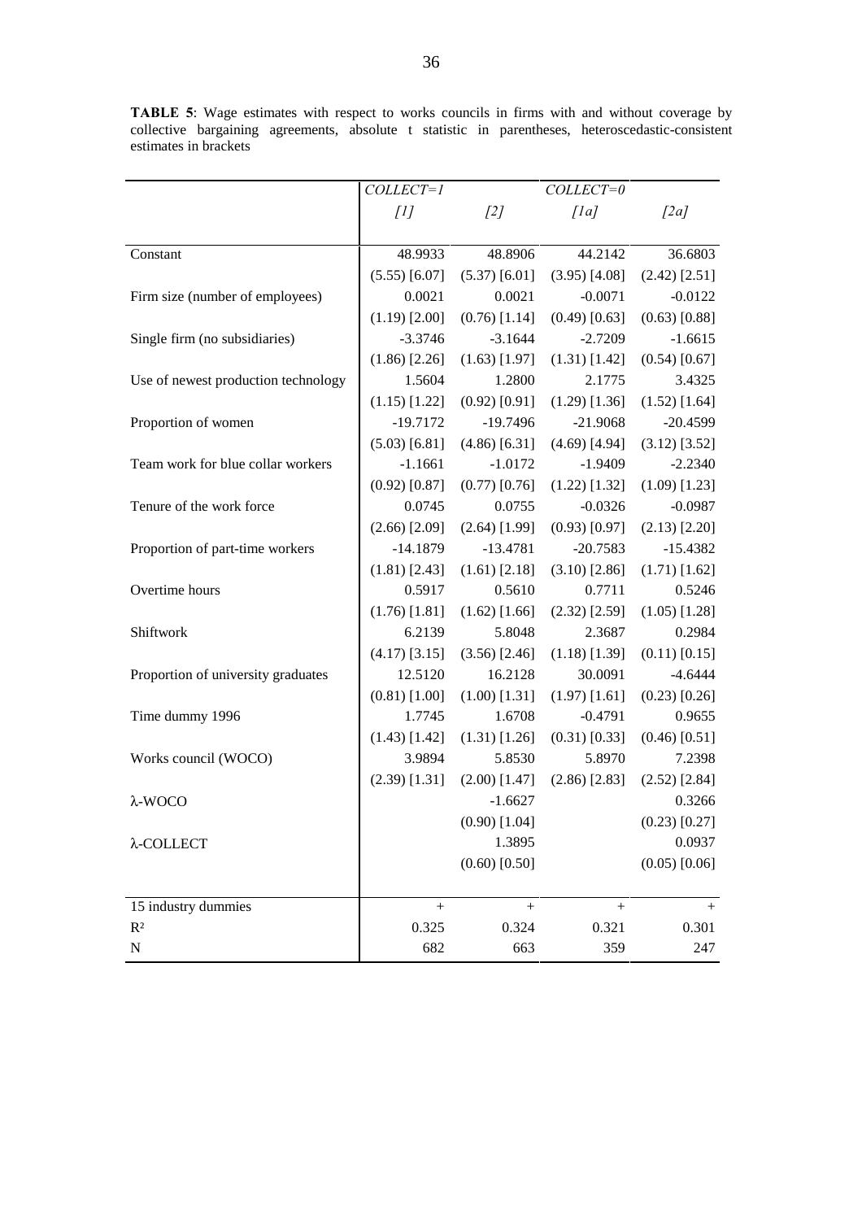**TABLE 5**: Wage estimates with respect to works councils in firms with and without coverage by collective bargaining agreements, absolute t statistic in parentheses, heteroscedastic-consistent estimates in brackets

| | *COLLECT=1* | | *COLLECT=0* | |
|---|---|---|---|---|
| | *[1]* | *[2]* | *[1a]* | *[2a]* |
| Constant | 48.9933 | 48.8906 | 44.2142 | 36.6803 |
| | (5.55) [6.07] | (5.37) [6.01] | (3.95) [4.08] | (2.42) [2.51] |
| Firm size (number of employees) | 0.0021 | 0.0021 | -0.0071 | -0.0122 |
| | (1.19) [2.00] | (0.76) [1.14] | (0.49) [0.63] | (0.63) [0.88] |
| Single firm (no subsidiaries) | -3.3746 | -3.1644 | -2.7209 | -1.6615 |
| | (1.86) [2.26] | (1.63) [1.97] | (1.31) [1.42] | (0.54) [0.67] |
| Use of newest production technology | 1.5604 | 1.2800 | 2.1775 | 3.4325 |
| | (1.15) [1.22] | (0.92) [0.91] | (1.29) [1.36] | (1.52) [1.64] |
| Proportion of women | -19.7172 | -19.7496 | -21.9068 | -20.4599 |
| | (5.03) [6.81] | (4.86) [6.31] | (4.69) [4.94] | (3.12) [3.52] |
| Team work for blue collar workers | -1.1661 | -1.0172 | -1.9409 | -2.2340 |
| | (0.92) [0.87] | (0.77) [0.76] | (1.22) [1.32] | (1.09) [1.23] |
| Tenure of the work force | 0.0745 | 0.0755 | -0.0326 | -0.0987 |
| | (2.66) [2.09] | (2.64) [1.99] | (0.93) [0.97] | (2.13) [2.20] |
| Proportion of part-time workers | -14.1879 | -13.4781 | -20.7583 | -15.4382 |
| | (1.81) [2.43] | (1.61) [2.18] | (3.10) [2.86] | (1.71) [1.62] |
| Overtime hours | 0.5917 | 0.5610 | 0.7711 | 0.5246 |
| | (1.76) [1.81] | (1.62) [1.66] | (2.32) [2.59] | (1.05) [1.28] |
| Shiftwork | 6.2139 | 5.8048 | 2.3687 | 0.2984 |
| | (4.17) [3.15] | (3.56) [2.46] | (1.18) [1.39] | (0.11) [0.15] |
| Proportion of university graduates | 12.5120 | 16.2128 | 30.0091 | -4.6444 |
| | (0.81) [1.00] | (1.00) [1.31] | (1.97) [1.61] | (0.23) [0.26] |
| Time dummy 1996 | 1.7745 | 1.6708 | -0.4791 | 0.9655 |
| | (1.43) [1.42] | (1.31) [1.26] | (0.31) [0.33] | (0.46) [0.51] |
| Works council (WOCO) | 3.9894 | 5.8530 | 5.8970 | 7.2398 |
| | (2.39) [1.31] | (2.00) [1.47] | (2.86) [2.83] | (2.52) [2.84] |
| λ-WOCO | | -1.6627 | | 0.3266 |
| | | (0.90) [1.04] | | (0.23) [0.27] |
| λ-COLLECT | | 1.3895 | | 0.0937 |
| | | (0.60) [0.50] | | (0.05) [0.06] |
| 15 industry dummies | + | + | + | + |
| $R^2$ | 0.325 | 0.324 | 0.321 | 0.301 |
| N | 682 | 663 | 359 | 247 |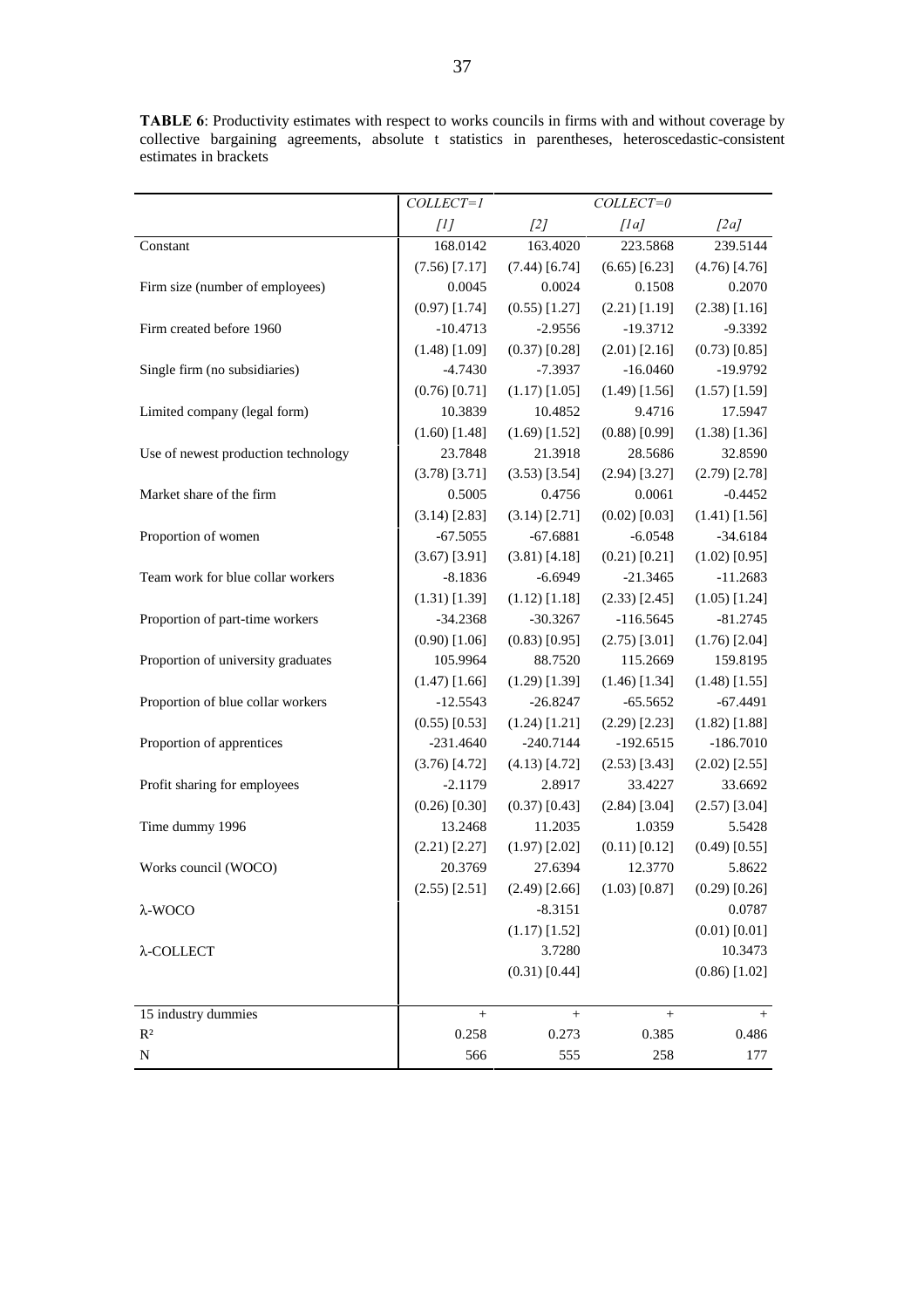**TABLE 6**: Productivity estimates with respect to works councils in firms with and without coverage by collective bargaining agreements, absolute t statistics in parentheses, heteroscedastic-consistent estimates in brackets

| | *COLLECT=1* | *COLLECT=0* | | |
|---|---|---|---|---|
| | *[1]* | *[2]* | *[1a]* | *[2a]* |
| Constant | 168.0142 | 163.4020 | 223.5868 | 239.5144 |
| | (7.56) [7.17] | (7.44) [6.74] | (6.65) [6.23] | (4.76) [4.76] |
| Firm size (number of employees) | 0.0045 | 0.0024 | 0.1508 | 0.2070 |
| | (0.97) [1.74] | (0.55) [1.27] | (2.21) [1.19] | (2.38) [1.16] |
| Firm created before 1960 | -10.4713 | -2.9556 | -19.3712 | -9.3392 |
| | (1.48) [1.09] | (0.37) [0.28] | (2.01) [2.16] | (0.73) [0.85] |
| Single firm (no subsidiaries) | -4.7430 | -7.3937 | -16.0460 | -19.9792 |
| | (0.76) [0.71] | (1.17) [1.05] | (1.49) [1.56] | (1.57) [1.59] |
| Limited company (legal form) | 10.3839 | 10.4852 | 9.4716 | 17.5947 |
| | (1.60) [1.48] | (1.69) [1.52] | (0.88) [0.99] | (1.38) [1.36] |
| Use of newest production technology | 23.7848 | 21.3918 | 28.5686 | 32.8590 |
| | (3.78) [3.71] | (3.53) [3.54] | (2.94) [3.27] | (2.79) [2.78] |
| Market share of the firm | 0.5005 | 0.4756 | 0.0061 | -0.4452 |
| | (3.14) [2.83] | (3.14) [2.71] | (0.02) [0.03] | (1.41) [1.56] |
| Proportion of women | -67.5055 | -67.6881 | -6.0548 | -34.6184 |
| | (3.67) [3.91] | (3.81) [4.18] | (0.21) [0.21] | (1.02) [0.95] |
| Team work for blue collar workers | -8.1836 | -6.6949 | -21.3465 | -11.2683 |
| | (1.31) [1.39] | (1.12) [1.18] | (2.33) [2.45] | (1.05) [1.24] |
| Proportion of part-time workers | -34.2368 | -30.3267 | -116.5645 | -81.2745 |
| | (0.90) [1.06] | (0.83) [0.95] | (2.75) [3.01] | (1.76) [2.04] |
| Proportion of university graduates | 105.9964 | 88.7520 | 115.2669 | 159.8195 |
| | (1.47) [1.66] | (1.29) [1.39] | (1.46) [1.34] | (1.48) [1.55] |
| Proportion of blue collar workers | -12.5543 | -26.8247 | -65.5652 | -67.4491 |
| | (0.55) [0.53] | (1.24) [1.21] | (2.29) [2.23] | (1.82) [1.88] |
| Proportion of apprentices | -231.4640 | -240.7144 | -192.6515 | -186.7010 |
| | (3.76) [4.72] | (4.13) [4.72] | (2.53) [3.43] | (2.02) [2.55] |
| Profit sharing for employees | -2.1179 | 2.8917 | 33.4227 | 33.6692 |
| | (0.26) [0.30] | (0.37) [0.43] | (2.84) [3.04] | (2.57) [3.04] |
| Time dummy 1996 | 13.2468 | 11.2035 | 1.0359 | 5.5428 |
| | (2.21) [2.27] | (1.97) [2.02] | (0.11) [0.12] | (0.49) [0.55] |
| Works council (WOCO) | 20.3769 | 27.6394 | 12.3770 | 5.8622 |
| | (2.55) [2.51] | (2.49) [2.66] | (1.03) [0.87] | (0.29) [0.26] |
| λ-WOCO | | -8.3151 | | 0.0787 |
| | | (1.17) [1.52] | | (0.01) [0.01] |
| λ-COLLECT | | 3.7280 | | 10.3473 |
| | | (0.31) [0.44] | | (0.86) [1.02] |
| 15 industry dummies | + | + | + | + |
| $R^2$ | 0.258 | 0.273 | 0.385 | 0.486 |
| N | 566 | 555 | 258 | 177 |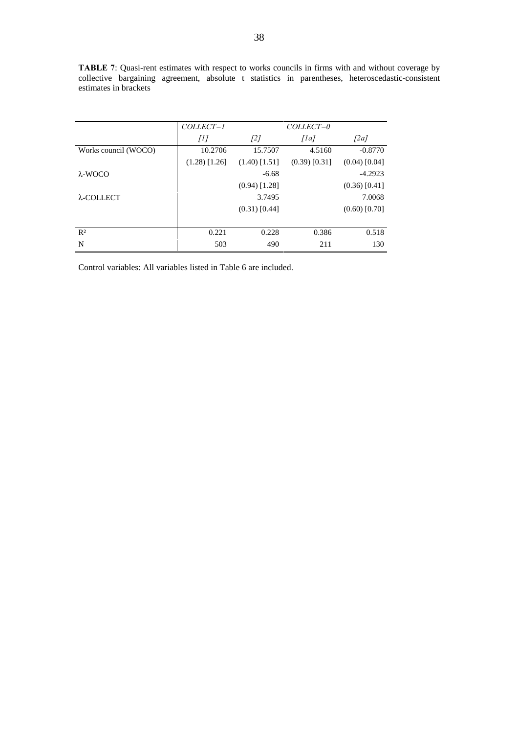**TABLE 7**: Quasi-rent estimates with respect to works councils in firms with and without coverage by collective bargaining agreement, absolute t statistics in parentheses, heteroscedastic-consistent estimates in brackets

| | *COLLECT=1* | | *COLLECT=0* | |
|---|---|---|---|---|
| | *[1]* | *[2]* | *[1a]* | *[2a]* |
| Works council (WOCO) | 10.2706 | 15.7507 | 4.5160 | -0.8770 |
| | (1.28) [1.26] | (1.40) [1.51] | (0.39) [0.31] | (0.04) [0.04] |
| λ-WOCO | | -6.68 | | -4.2923 |
| | | (0.94) [1.28] | | (0.36) [0.41] |
| λ-COLLECT | | 3.7495 | | 7.0068 |
| | | (0.31) [0.44] | | (0.60) [0.70] |
| $R^2$ | 0.221 | 0.228 | 0.386 | 0.518 |
| N | 503 | 490 | 211 | 130 |

Control variables: All variables listed in Table 6 are included.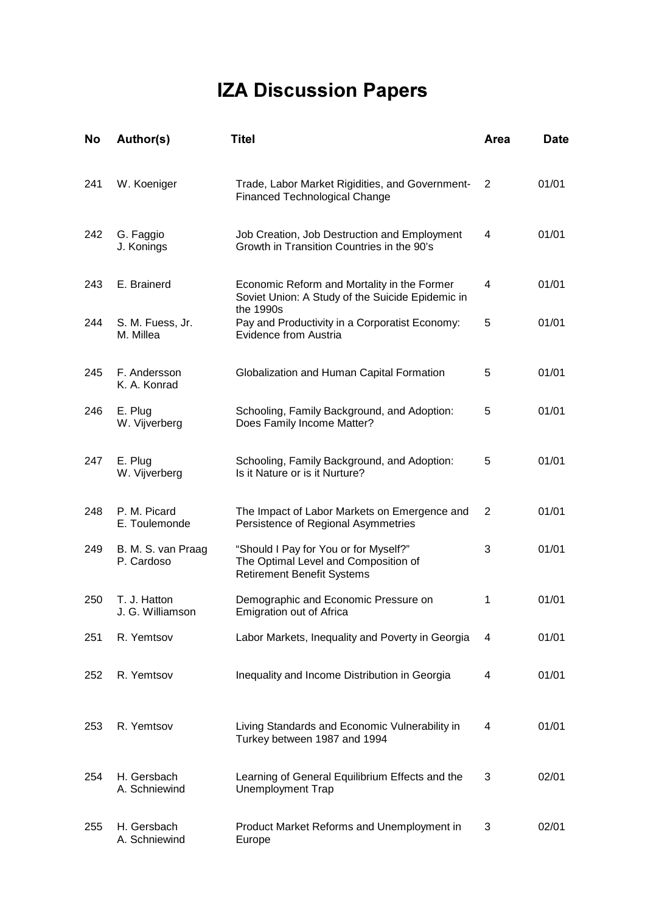# IZA Discussion Papers

| No | Author(s) | Titel | Area | Date |
|---|---|---|---|---|
| 241 | W. Koeniger | Trade, Labor Market Rigidities, and Government-Financed Technological Change | 2 | 01/01 |
| 242 | G. Faggio<br>J. Konings | Job Creation, Job Destruction and Employment Growth in Transition Countries in the 90's | 4 | 01/01 |
| 243 | E. Brainerd | Economic Reform and Mortality in the Former Soviet Union: A Study of the Suicide Epidemic in the 1990s | 4 | 01/01 |
| 244 | S. M. Fuess, Jr.<br>M. Millea | Pay and Productivity in a Corporatist Economy: Evidence from Austria | 5 | 01/01 |
| 245 | F. Andersson<br>K. A. Konrad | Globalization and Human Capital Formation | 5 | 01/01 |
| 246 | E. Plug<br>W. Vijverberg | Schooling, Family Background, and Adoption: Does Family Income Matter? | 5 | 01/01 |
| 247 | E. Plug<br>W. Vijverberg | Schooling, Family Background, and Adoption: Is it Nature or is it Nurture? | 5 | 01/01 |
| 248 | P. M. Picard<br>E. Toulemonde | The Impact of Labor Markets on Emergence and Persistence of Regional Asymmetries | 2 | 01/01 |
| 249 | B. M. S. van Praag<br>P. Cardoso | "Should I Pay for You or for Myself?" The Optimal Level and Composition of Retirement Benefit Systems | 3 | 01/01 |
| 250 | T. J. Hatton<br>J. G. Williamson | Demographic and Economic Pressure on Emigration out of Africa | 1 | 01/01 |
| 251 | R. Yemtsov | Labor Markets, Inequality and Poverty in Georgia | 4 | 01/01 |
| 252 | R. Yemtsov | Inequality and Income Distribution in Georgia | 4 | 01/01 |
| 253 | R. Yemtsov | Living Standards and Economic Vulnerability in Turkey between 1987 and 1994 | 4 | 01/01 |
| 254 | H. Gersbach<br>A. Schniewind | Learning of General Equilibrium Effects and the Unemployment Trap | 3 | 02/01 |
| 255 | H. Gersbach<br>A. Schniewind | Product Market Reforms and Unemployment in Europe | 3 | 02/01 |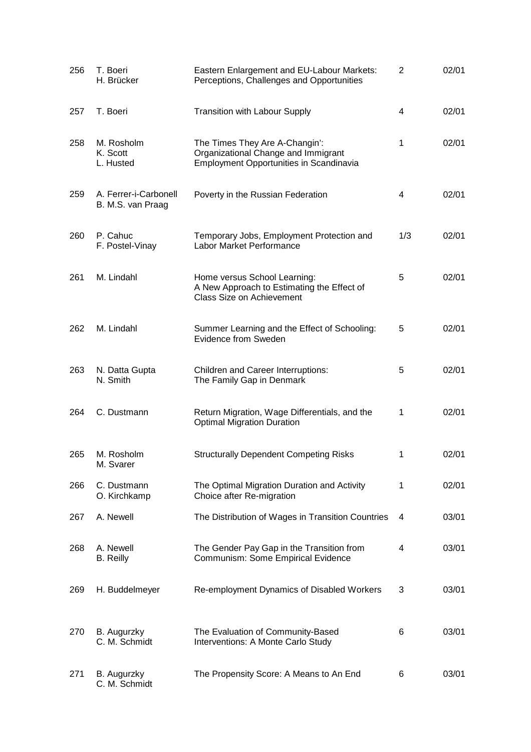| | | | | |
|---|---|---|---|---|
| 256 | T. Boeri<br>H. Brücker | Eastern Enlargement and EU-Labour Markets: Perceptions, Challenges and Opportunities | 2 | 02/01 |
| 257 | T. Boeri | Transition with Labour Supply | 4 | 02/01 |
| 258 | M. Rosholm<br>K. Scott<br>L. Husted | The Times They Are A-Changin': Organizational Change and Immigrant Employment Opportunities in Scandinavia | 1 | 02/01 |
| 259 | A. Ferrer-i-Carbonell<br>B. M.S. van Praag | Poverty in the Russian Federation | 4 | 02/01 |
| 260 | P. Cahuc<br>F. Postel-Vinay | Temporary Jobs, Employment Protection and Labor Market Performance | 1/3 | 02/01 |
| 261 | M. Lindahl | Home versus School Learning: A New Approach to Estimating the Effect of Class Size on Achievement | 5 | 02/01 |
| 262 | M. Lindahl | Summer Learning and the Effect of Schooling: Evidence from Sweden | 5 | 02/01 |
| 263 | N. Datta Gupta<br>N. Smith | Children and Career Interruptions: The Family Gap in Denmark | 5 | 02/01 |
| 264 | C. Dustmann | Return Migration, Wage Differentials, and the Optimal Migration Duration | 1 | 02/01 |
| 265 | M. Rosholm<br>M. Svarer | Structurally Dependent Competing Risks | 1 | 02/01 |
| 266 | C. Dustmann<br>O. Kirchkamp | The Optimal Migration Duration and Activity Choice after Re-migration | 1 | 02/01 |
| 267 | A. Newell | The Distribution of Wages in Transition Countries | 4 | 03/01 |
| 268 | A. Newell<br>B. Reilly | The Gender Pay Gap in the Transition from Communism: Some Empirical Evidence | 4 | 03/01 |
| 269 | H. Buddelmeyer | Re-employment Dynamics of Disabled Workers | 3 | 03/01 |
| 270 | B. Augurzky<br>C. M. Schmidt | The Evaluation of Community-Based Interventions: A Monte Carlo Study | 6 | 03/01 |
| 271 | B. Augurzky<br>C. M. Schmidt | The Propensity Score: A Means to An End | 6 | 03/01 |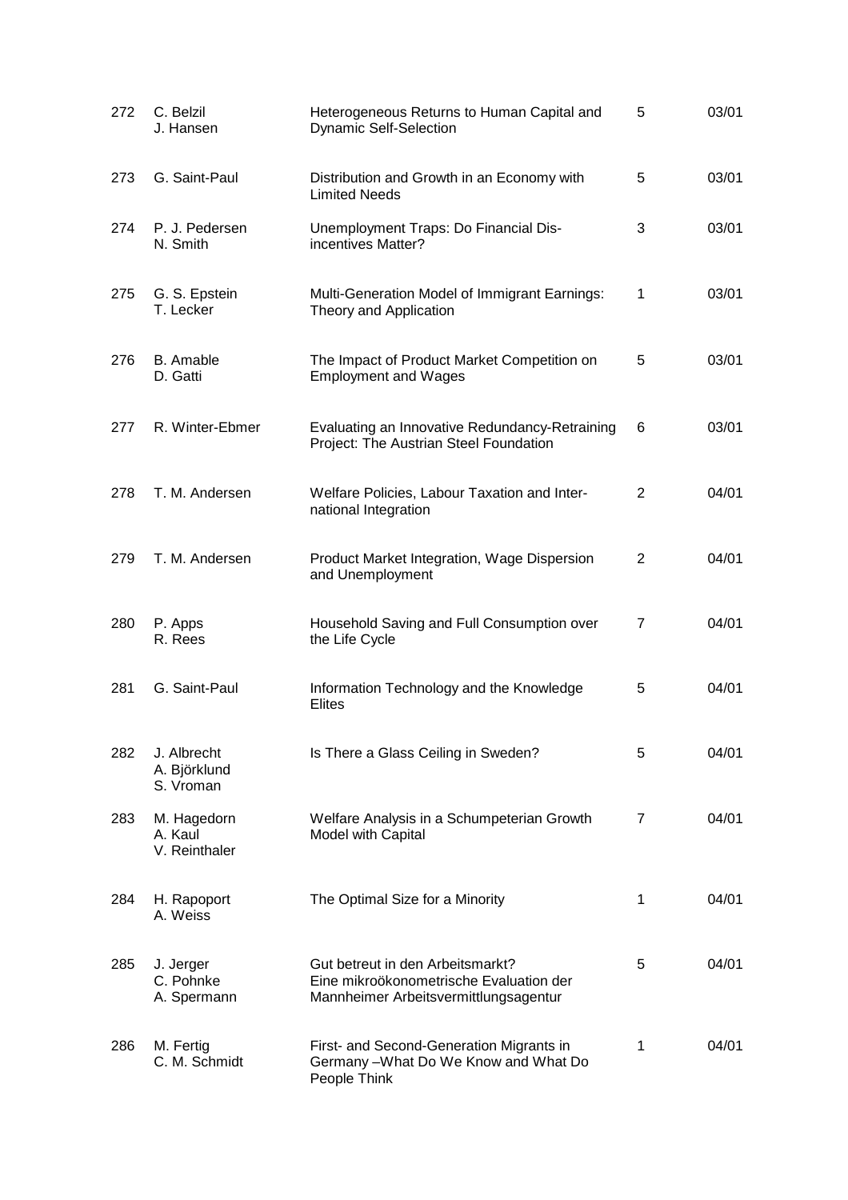| | | | | |
|---|---|---|---|---|
| 272 | C. Belzil<br>J. Hansen | Heterogeneous Returns to Human Capital and Dynamic Self-Selection | 5 | 03/01 |
| 273 | G. Saint-Paul | Distribution and Growth in an Economy with Limited Needs | 5 | 03/01 |
| 274 | P. J. Pedersen<br>N. Smith | Unemployment Traps: Do Financial Dis-incentives Matter? | 3 | 03/01 |
| 275 | G. S. Epstein<br>T. Lecker | Multi-Generation Model of Immigrant Earnings: Theory and Application | 1 | 03/01 |
| 276 | B. Amable<br>D. Gatti | The Impact of Product Market Competition on Employment and Wages | 5 | 03/01 |
| 277 | R. Winter-Ebmer | Evaluating an Innovative Redundancy-Retraining Project: The Austrian Steel Foundation | 6 | 03/01 |
| 278 | T. M. Andersen | Welfare Policies, Labour Taxation and International Integration | 2 | 04/01 |
| 279 | T. M. Andersen | Product Market Integration, Wage Dispersion and Unemployment | 2 | 04/01 |
| 280 | P. Apps<br>R. Rees | Household Saving and Full Consumption over the Life Cycle | 7 | 04/01 |
| 281 | G. Saint-Paul | Information Technology and the Knowledge Elites | 5 | 04/01 |
| 282 | J. Albrecht<br>A. Björklund<br>S. Vroman | Is There a Glass Ceiling in Sweden? | 5 | 04/01 |
| 283 | M. Hagedorn<br>A. Kaul<br>V. Reinthaler | Welfare Analysis in a Schumpeterian Growth Model with Capital | 7 | 04/01 |
| 284 | H. Rapoport<br>A. Weiss | The Optimal Size for a Minority | 1 | 04/01 |
| 285 | J. Jerger<br>C. Pohnke<br>A. Spermann | Gut betreut in den Arbeitsmarkt? Eine mikroökonometrische Evaluation der Mannheimer Arbeitsvermittlungsagentur | 5 | 04/01 |
| 286 | M. Fertig<br>C. M. Schmidt | First- and Second-Generation Migrants in Germany –What Do We Know and What Do People Think | 1 | 04/01 |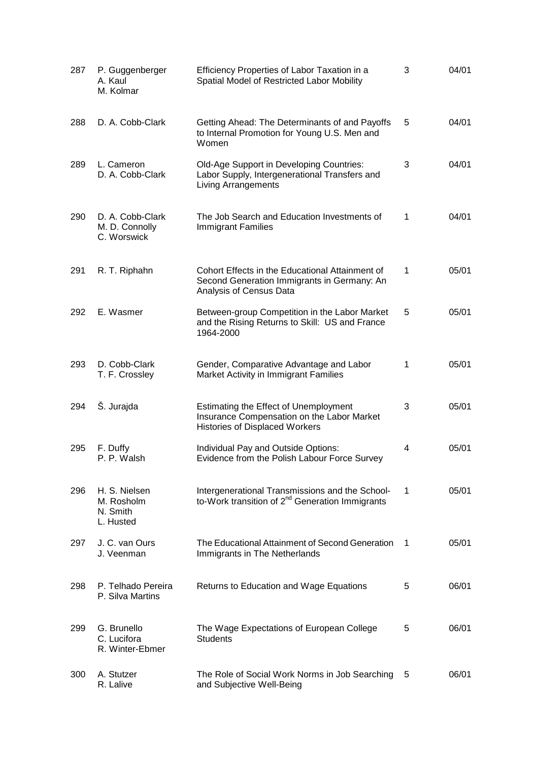| | | | | |
|---|---|---|---|---|
| 287 | P. Guggenberger<br>A. Kaul<br>M. Kolmar | Efficiency Properties of Labor Taxation in a Spatial Model of Restricted Labor Mobility | 3 | 04/01 |
| 288 | D. A. Cobb-Clark | Getting Ahead: The Determinants of and Payoffs to Internal Promotion for Young U.S. Men and Women | 5 | 04/01 |
| 289 | L. Cameron<br>D. A. Cobb-Clark | Old-Age Support in Developing Countries: Labor Supply, Intergenerational Transfers and Living Arrangements | 3 | 04/01 |
| 290 | D. A. Cobb-Clark<br>M. D. Connolly<br>C. Worswick | The Job Search and Education Investments of Immigrant Families | 1 | 04/01 |
| 291 | R. T. Riphahn | Cohort Effects in the Educational Attainment of Second Generation Immigrants in Germany: An Analysis of Census Data | 1 | 05/01 |
| 292 | E. Wasmer | Between-group Competition in the Labor Market and the Rising Returns to Skill: US and France 1964-2000 | 5 | 05/01 |
| 293 | D. Cobb-Clark<br>T. F. Crossley | Gender, Comparative Advantage and Labor Market Activity in Immigrant Families | 1 | 05/01 |
| 294 | Š. Jurajda | Estimating the Effect of Unemployment Insurance Compensation on the Labor Market Histories of Displaced Workers | 3 | 05/01 |
| 295 | F. Duffy<br>P. P. Walsh | Individual Pay and Outside Options: Evidence from the Polish Labour Force Survey | 4 | 05/01 |
| 296 | H. S. Nielsen<br>M. Rosholm<br>N. Smith<br>L. Husted | Intergenerational Transmissions and the School-to-Work transition of 2nd Generation Immigrants | 1 | 05/01 |
| 297 | J. C. van Ours<br>J. Veenman | The Educational Attainment of Second Generation Immigrants in The Netherlands | 1 | 05/01 |
| 298 | P. Telhado Pereira<br>P. Silva Martins | Returns to Education and Wage Equations | 5 | 06/01 |
| 299 | G. Brunello<br>C. Lucifora<br>R. Winter-Ebmer | The Wage Expectations of European College Students | 5 | 06/01 |
| 300 | A. Stutzer<br>R. Lalive | The Role of Social Work Norms in Job Searching and Subjective Well-Being | 5 | 06/01 |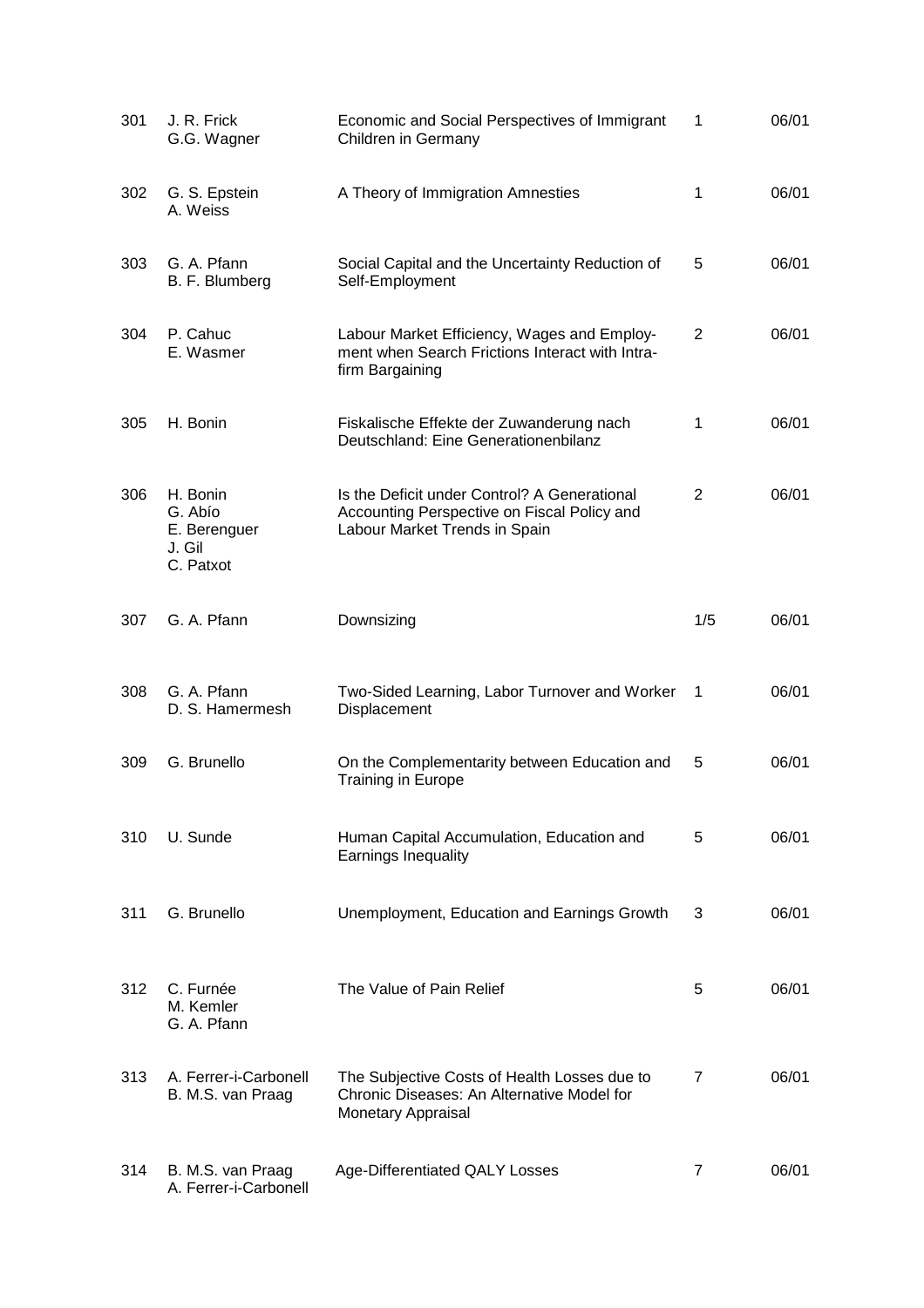| | | | | |
|---|---|---|---|---|
| 301 | J. R. Frick<br>G.G. Wagner | Economic and Social Perspectives of Immigrant Children in Germany | 1 | 06/01 |
| 302 | G. S. Epstein<br>A. Weiss | A Theory of Immigration Amnesties | 1 | 06/01 |
| 303 | G. A. Pfann<br>B. F. Blumberg | Social Capital and the Uncertainty Reduction of Self-Employment | 5 | 06/01 |
| 304 | P. Cahuc<br>E. Wasmer | Labour Market Efficiency, Wages and Employment when Search Frictions Interact with Intra-firm Bargaining | 2 | 06/01 |
| 305 | H. Bonin | Fiskalische Effekte der Zuwanderung nach Deutschland: Eine Generationenbilanz | 1 | 06/01 |
| 306 | H. Bonin<br>G. Abío<br>E. Berenguer<br>J. Gil<br>C. Patxot | Is the Deficit under Control? A Generational Accounting Perspective on Fiscal Policy and Labour Market Trends in Spain | 2 | 06/01 |
| 307 | G. A. Pfann | Downsizing | 1/5 | 06/01 |
| 308 | G. A. Pfann<br>D. S. Hamermesh | Two-Sided Learning, Labor Turnover and Worker Displacement | 1 | 06/01 |
| 309 | G. Brunello | On the Complementarity between Education and Training in Europe | 5 | 06/01 |
| 310 | U. Sunde | Human Capital Accumulation, Education and Earnings Inequality | 5 | 06/01 |
| 311 | G. Brunello | Unemployment, Education and Earnings Growth | 3 | 06/01 |
| 312 | C. Furnée<br>M. Kemler<br>G. A. Pfann | The Value of Pain Relief | 5 | 06/01 |
| 313 | A. Ferrer-i-Carbonell<br>B. M.S. van Praag | The Subjective Costs of Health Losses due to Chronic Diseases: An Alternative Model for Monetary Appraisal | 7 | 06/01 |
| 314 | B. M.S. van Praag<br>A. Ferrer-i-Carbonell | Age-Differentiated QALY Losses | 7 | 06/01 |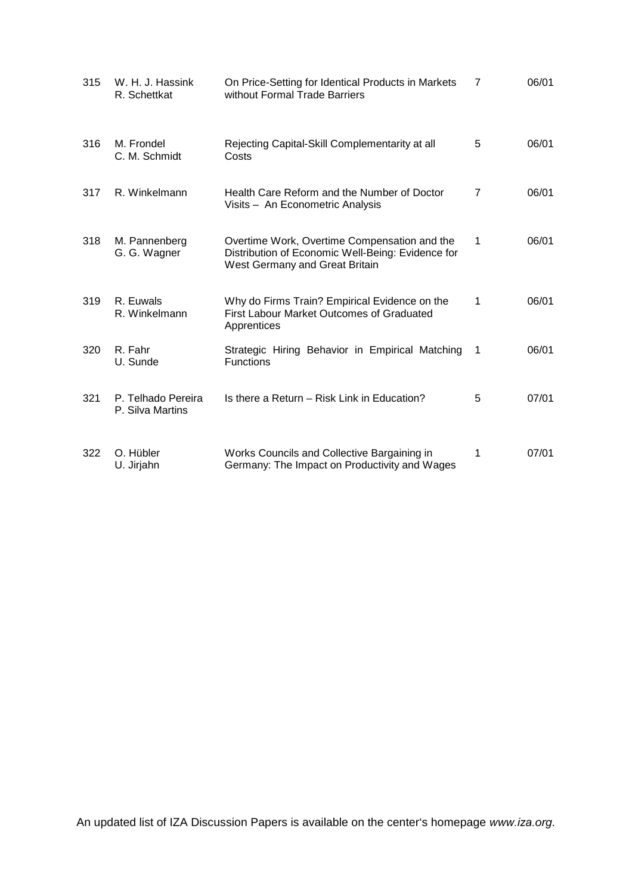| | | | | |
|---|---|---|---|---|
| 315 | W. H. J. Hassink<br>R. Schettkat | On Price-Setting for Identical Products in Markets without Formal Trade Barriers | 7 | 06/01 |
| 316 | M. Frondel<br>C. M. Schmidt | Rejecting Capital-Skill Complementarity at all Costs | 5 | 06/01 |
| 317 | R. Winkelmann | Health Care Reform and the Number of Doctor Visits – An Econometric Analysis | 7 | 06/01 |
| 318 | M. Pannenberg<br>G. G. Wagner | Overtime Work, Overtime Compensation and the Distribution of Economic Well-Being: Evidence for West Germany and Great Britain | 1 | 06/01 |
| 319 | R. Euwals<br>R. Winkelmann | Why do Firms Train? Empirical Evidence on the First Labour Market Outcomes of Graduated Apprentices | 1 | 06/01 |
| 320 | R. Fahr<br>U. Sunde | Strategic Hiring Behavior in Empirical Matching Functions | 1 | 06/01 |
| 321 | P. Telhado Pereira<br>P. Silva Martins | Is there a Return – Risk Link in Education? | 5 | 07/01 |
| 322 | O. Hübler<br>U. Jirjahn | Works Councils and Collective Bargaining in Germany: The Impact on Productivity and Wages | 1 | 07/01 |

An updated list of IZA Discussion Papers is available on the center's homepage *www.iza.org*.